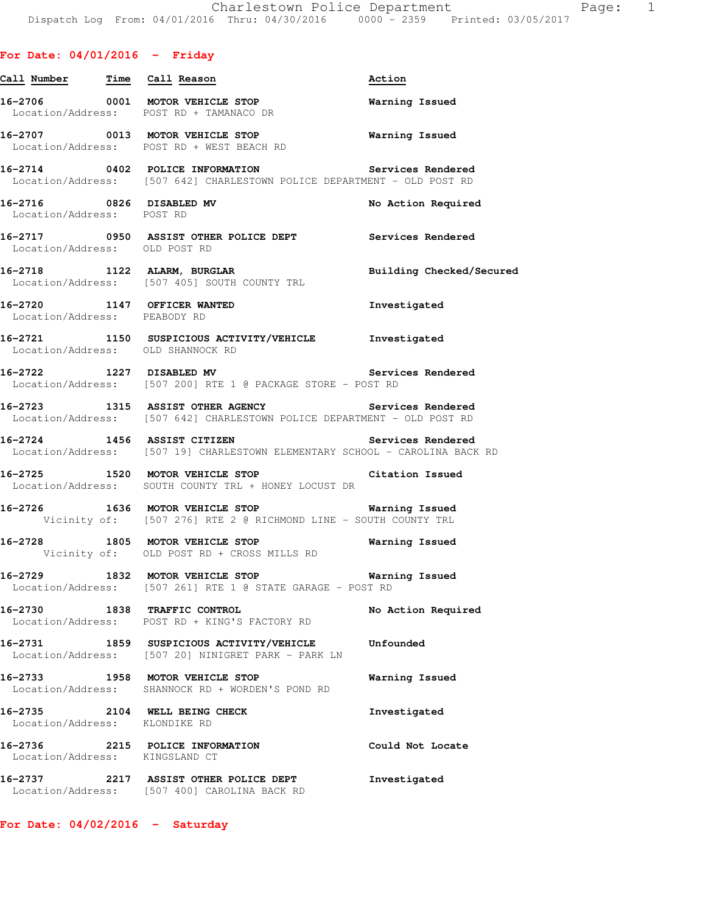Charlestown Police Department
Dispatch Log From: 04/01/2016 Thru: 04/30/2016 0000 - 2359 Printed: 03/05/2017

## For Date: 04/01/2016 - Friday

| Call Number | Time | Call Reason | Action |
|---|---|---|---|
| 16-2706 | 0001 | MOTOR VEHICLE STOP | Warning Issued |
| Location/Address: | | POST RD + TAMANACO DR | |
| 16-2707 | 0013 | MOTOR VEHICLE STOP | Warning Issued |
| Location/Address: | | POST RD + WEST BEACH RD | |
| 16-2714 | 0402 | POLICE INFORMATION | Services Rendered |
| Location/Address: | | [507 642] CHARLESTOWN POLICE DEPARTMENT - OLD POST RD | |
| 16-2716 | 0826 | DISABLED MV | No Action Required |
| Location/Address: | | POST RD | |
| 16-2717 | 0950 | ASSIST OTHER POLICE DEPT | Services Rendered |
| Location/Address: | | OLD POST RD | |
| 16-2718 | 1122 | ALARM, BURGLAR | Building Checked/Secured |
| Location/Address: | | [507 405] SOUTH COUNTY TRL | |
| 16-2720 | 1147 | OFFICER WANTED | Investigated |
| Location/Address: | | PEABODY RD | |
| 16-2721 | 1150 | SUSPICIOUS ACTIVITY/VEHICLE | Investigated |
| Location/Address: | | OLD SHANNOCK RD | |
| 16-2722 | 1227 | DISABLED MV | Services Rendered |
| Location/Address: | | [507 200] RTE 1 @ PACKAGE STORE - POST RD | |
| 16-2723 | 1315 | ASSIST OTHER AGENCY | Services Rendered |
| Location/Address: | | [507 642] CHARLESTOWN POLICE DEPARTMENT - OLD POST RD | |
| 16-2724 | 1456 | ASSIST CITIZEN | Services Rendered |
| Location/Address: | | [507 19] CHARLESTOWN ELEMENTARY SCHOOL - CAROLINA BACK RD | |
| 16-2725 | 1520 | MOTOR VEHICLE STOP | Citation Issued |
| Location/Address: | | SOUTH COUNTY TRL + HONEY LOCUST DR | |
| 16-2726 | 1636 | MOTOR VEHICLE STOP | Warning Issued |
| Vicinity of: | | [507 276] RTE 2 @ RICHMOND LINE - SOUTH COUNTY TRL | |
| 16-2728 | 1805 | MOTOR VEHICLE STOP | Warning Issued |
| Vicinity of: | | OLD POST RD + CROSS MILLS RD | |
| 16-2729 | 1832 | MOTOR VEHICLE STOP | Warning Issued |
| Location/Address: | | [507 261] RTE 1 @ STATE GARAGE - POST RD | |
| 16-2730 | 1838 | TRAFFIC CONTROL | No Action Required |
| Location/Address: | | POST RD + KING'S FACTORY RD | |
| 16-2731 | 1859 | SUSPICIOUS ACTIVITY/VEHICLE | Unfounded |
| Location/Address: | | [507 20] NINIGRET PARK - PARK LN | |
| 16-2733 | 1958 | MOTOR VEHICLE STOP | Warning Issued |
| Location/Address: | | SHANNOCK RD + WORDEN'S POND RD | |
| 16-2735 | 2104 | WELL BEING CHECK | Investigated |
| Location/Address: | | KLONDIKE RD | |
| 16-2736 | 2215 | POLICE INFORMATION | Could Not Locate |
| Location/Address: | | KINGSLAND CT | |
| 16-2737 | 2217 | ASSIST OTHER POLICE DEPT | Investigated |
| Location/Address: | | [507 400] CAROLINA BACK RD | |

## For Date: 04/02/2016 - Saturday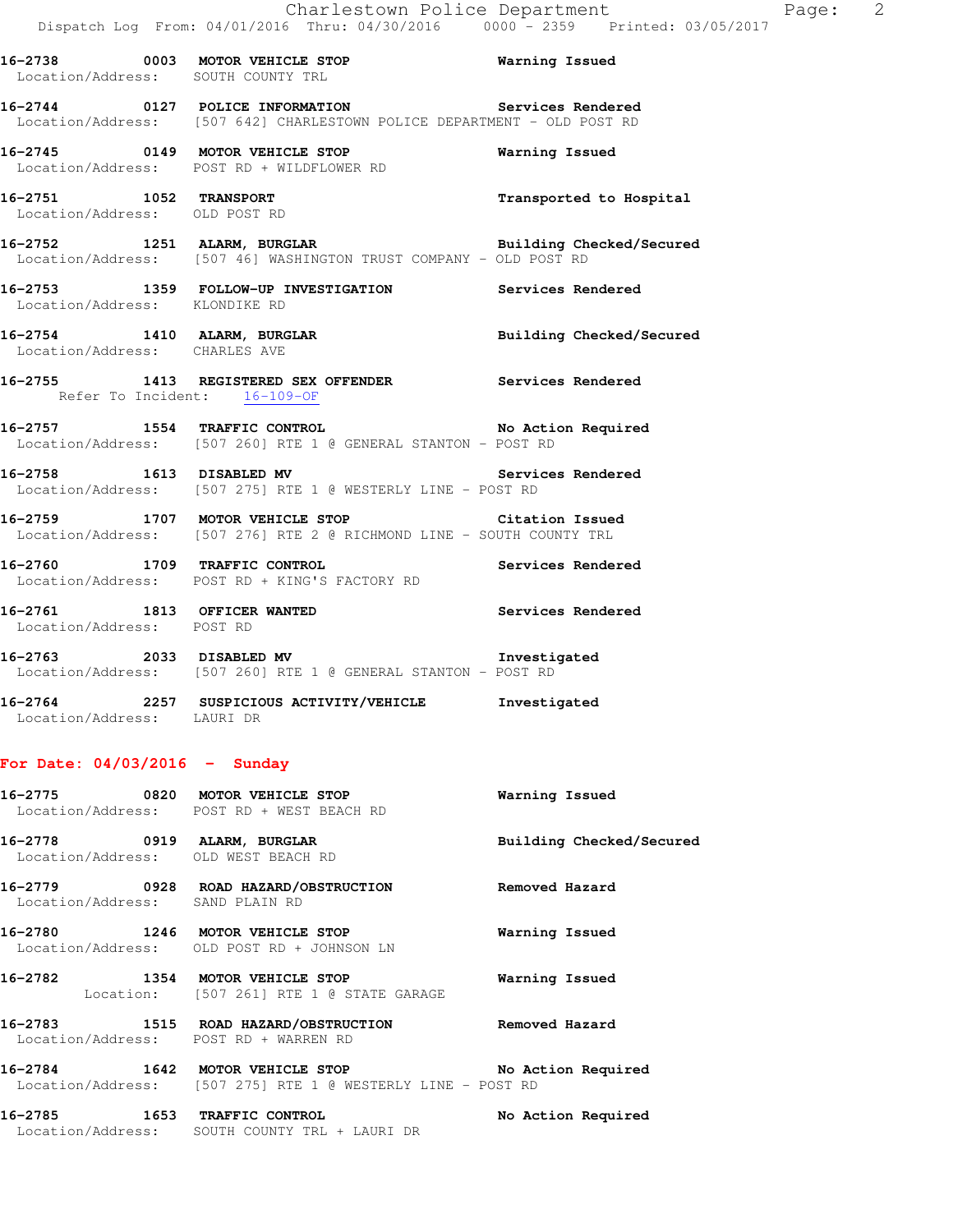16-2738 0003 MOTOR VEHICLE STOP Warning Issued
Location/Address: SOUTH COUNTY TRL

16-2744 0127 POLICE INFORMATION Services Rendered
Location/Address: [507 642] CHARLESTOWN POLICE DEPARTMENT - OLD POST RD

16-2745 0149 MOTOR VEHICLE STOP Warning Issued
Location/Address: POST RD + WILDFLOWER RD

16-2751 1052 TRANSPORT Transported to Hospital
Location/Address: OLD POST RD

16-2752 1251 ALARM, BURGLAR Building Checked/Secured
Location/Address: [507 46] WASHINGTON TRUST COMPANY - OLD POST RD

16-2753 1359 FOLLOW-UP INVESTIGATION Services Rendered
Location/Address: KLONDIKE RD

16-2754 1410 ALARM, BURGLAR Building Checked/Secured
Location/Address: CHARLES AVE

16-2755 1413 REGISTERED SEX OFFENDER Services Rendered
Refer To Incident: 16-109-OF

16-2757 1554 TRAFFIC CONTROL No Action Required
Location/Address: [507 260] RTE 1 @ GENERAL STANTON - POST RD

16-2758 1613 DISABLED MV Services Rendered
Location/Address: [507 275] RTE 1 @ WESTERLY LINE - POST RD

16-2759 1707 MOTOR VEHICLE STOP Citation Issued
Location/Address: [507 276] RTE 2 @ RICHMOND LINE - SOUTH COUNTY TRL

16-2760 1709 TRAFFIC CONTROL Services Rendered
Location/Address: POST RD + KING'S FACTORY RD

16-2761 1813 OFFICER WANTED Services Rendered
Location/Address: POST RD

16-2763 2033 DISABLED MV Investigated
Location/Address: [507 260] RTE 1 @ GENERAL STANTON - POST RD

16-2764 2257 SUSPICIOUS ACTIVITY/VEHICLE Investigated
Location/Address: LAURI DR

## For Date: 04/03/2016 - Sunday

16-2775 0820 MOTOR VEHICLE STOP Warning Issued
Location/Address: POST RD + WEST BEACH RD

16-2778 0919 ALARM, BURGLAR Building Checked/Secured
Location/Address: OLD WEST BEACH RD

16-2779 0928 ROAD HAZARD/OBSTRUCTION Removed Hazard
Location/Address: SAND PLAIN RD

16-2780 1246 MOTOR VEHICLE STOP Warning Issued
Location/Address: OLD POST RD + JOHNSON LN

16-2782 1354 MOTOR VEHICLE STOP Warning Issued
Location: [507 261] RTE 1 @ STATE GARAGE

16-2783 1515 ROAD HAZARD/OBSTRUCTION Removed Hazard
Location/Address: POST RD + WARREN RD

16-2784 1642 MOTOR VEHICLE STOP No Action Required
Location/Address: [507 275] RTE 1 @ WESTERLY LINE - POST RD

16-2785 1653 TRAFFIC CONTROL No Action Required
Location/Address: SOUTH COUNTY TRL + LAURI DR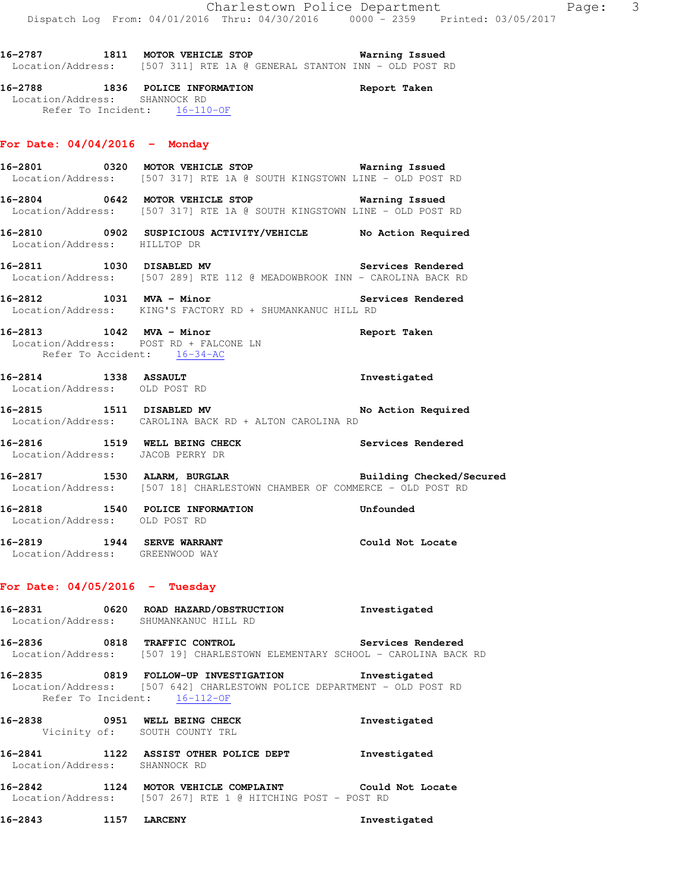**16-2787** **1811** **MOTOR VEHICLE STOP** **Warning Issued**
Location/Address: [507 311] RTE 1A @ GENERAL STANTON INN - OLD POST RD

**16-2788** **1836** **POLICE INFORMATION** **Report Taken**
Location/Address: SHANNOCK RD
Refer To Incident: 16-110-OF

## For Date: 04/04/2016 - Monday

**16-2801** **0320** **MOTOR VEHICLE STOP** **Warning Issued**
Location/Address: [507 317] RTE 1A @ SOUTH KINGSTOWN LINE - OLD POST RD

**16-2804** **0642** **MOTOR VEHICLE STOP** **Warning Issued**
Location/Address: [507 317] RTE 1A @ SOUTH KINGSTOWN LINE - OLD POST RD

**16-2810** **0902** **SUSPICIOUS ACTIVITY/VEHICLE** **No Action Required**
Location/Address: HILLTOP DR

**16-2811** **1030** **DISABLED MV** **Services Rendered**
Location/Address: [507 289] RTE 112 @ MEADOWBROOK INN - CAROLINA BACK RD

**16-2812** **1031** **MVA - Minor** **Services Rendered**
Location/Address: KING'S FACTORY RD + SHUMANKANUC HILL RD

**16-2813** **1042** **MVA - Minor** **Report Taken**
Location/Address: POST RD + FALCONE LN
Refer To Accident: 16-34-AC

**16-2814** **1338** **ASSAULT** **Investigated**
Location/Address: OLD POST RD

**16-2815** **1511** **DISABLED MV** **No Action Required**
Location/Address: CAROLINA BACK RD + ALTON CAROLINA RD

**16-2816** **1519** **WELL BEING CHECK** **Services Rendered**
Location/Address: JACOB PERRY DR

**16-2817** **1530** **ALARM, BURGLAR** **Building Checked/Secured**
Location/Address: [507 18] CHARLESTOWN CHAMBER OF COMMERCE - OLD POST RD

**16-2818** **1540** **POLICE INFORMATION** **Unfounded**
Location/Address: OLD POST RD

**16-2819** **1944** **SERVE WARRANT** **Could Not Locate**
Location/Address: GREENWOOD WAY

## For Date: 04/05/2016 - Tuesday

**16-2831** **0620** **ROAD HAZARD/OBSTRUCTION** **Investigated**
Location/Address: SHUMANKANUC HILL RD

**16-2836** **0818** **TRAFFIC CONTROL** **Services Rendered**
Location/Address: [507 19] CHARLESTOWN ELEMENTARY SCHOOL - CAROLINA BACK RD

**16-2835** **0819** **FOLLOW-UP INVESTIGATION** **Investigated**
Location/Address: [507 642] CHARLESTOWN POLICE DEPARTMENT - OLD POST RD
Refer To Incident: 16-112-OF

**16-2838** **0951** **WELL BEING CHECK** **Investigated**
Vicinity of: SOUTH COUNTY TRL

**16-2841** **1122** **ASSIST OTHER POLICE DEPT** **Investigated**
Location/Address: SHANNOCK RD

**16-2842** **1124** **MOTOR VEHICLE COMPLAINT** **Could Not Locate**
Location/Address: [507 267] RTE 1 @ HITCHING POST - POST RD

**16-2843** **1157** **LARCENY** **Investigated**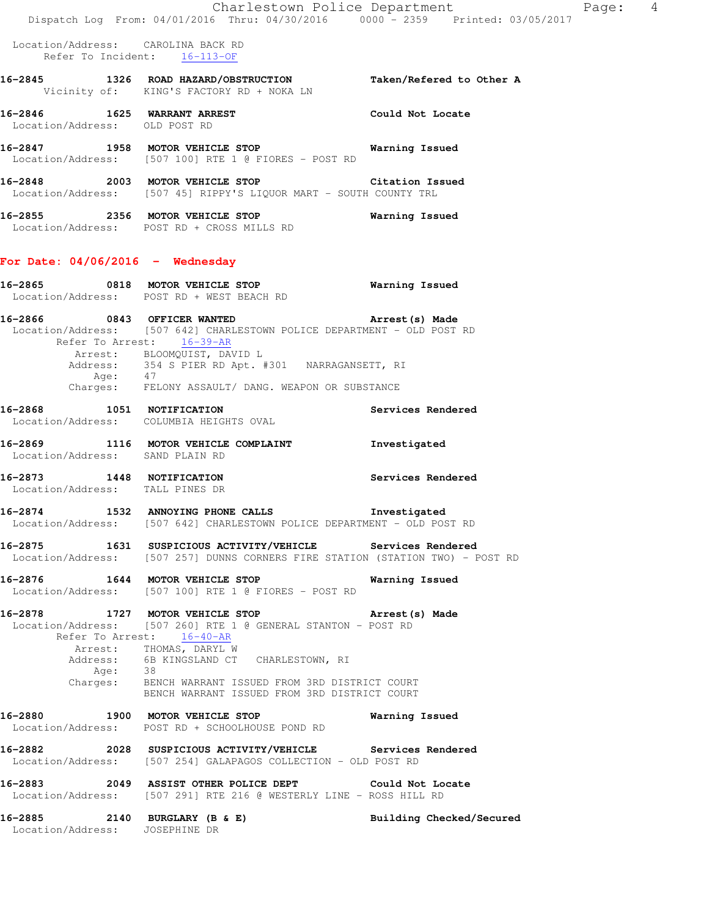Location/Address: CAROLINA BACK RD
Refer To Incident: 16-113-OF

**16-2845 1326 ROAD HAZARD/OBSTRUCTION** — **Taken/Refered to Other A**
Vicinity of: KING'S FACTORY RD + NOKA LN

**16-2846 1625 WARRANT ARREST** — **Could Not Locate**
Location/Address: OLD POST RD

**16-2847 1958 MOTOR VEHICLE STOP** — **Warning Issued**
Location/Address: [507 100] RTE 1 @ FIORES - POST RD

**16-2848 2003 MOTOR VEHICLE STOP** — **Citation Issued**
Location/Address: [507 45] RIPPY'S LIQUOR MART - SOUTH COUNTY TRL

**16-2855 2356 MOTOR VEHICLE STOP** — **Warning Issued**
Location/Address: POST RD + CROSS MILLS RD

## For Date: 04/06/2016 - Wednesday

**16-2865 0818 MOTOR VEHICLE STOP** — **Warning Issued**
Location/Address: POST RD + WEST BEACH RD

**16-2866 0843 OFFICER WANTED** — **Arrest(s) Made**
Location/Address: [507 642] CHARLESTOWN POLICE DEPARTMENT - OLD POST RD
Refer To Arrest: 16-39-AR
Arrest: BLOOMQUIST, DAVID L
Address: 354 S PIER RD Apt. #301 NARRAGANSETT, RI
Age: 47
Charges: FELONY ASSAULT/ DANG. WEAPON OR SUBSTANCE

**16-2868 1051 NOTIFICATION** — **Services Rendered**
Location/Address: COLUMBIA HEIGHTS OVAL

**16-2869 1116 MOTOR VEHICLE COMPLAINT** — **Investigated**
Location/Address: SAND PLAIN RD

**16-2873 1448 NOTIFICATION** — **Services Rendered**
Location/Address: TALL PINES DR

**16-2874 1532 ANNOYING PHONE CALLS** — **Investigated**
Location/Address: [507 642] CHARLESTOWN POLICE DEPARTMENT - OLD POST RD

**16-2875 1631 SUSPICIOUS ACTIVITY/VEHICLE** — **Services Rendered**
Location/Address: [507 257] DUNNS CORNERS FIRE STATION (STATION TWO) - POST RD

**16-2876 1644 MOTOR VEHICLE STOP** — **Warning Issued**
Location/Address: [507 100] RTE 1 @ FIORES - POST RD

**16-2878 1727 MOTOR VEHICLE STOP** — **Arrest(s) Made**
Location/Address: [507 260] RTE 1 @ GENERAL STANTON - POST RD
Refer To Arrest: 16-40-AR
Arrest: THOMAS, DARYL W
Address: 6B KINGSLAND CT CHARLESTOWN, RI
Age: 38
Charges: BENCH WARRANT ISSUED FROM 3RD DISTRICT COURT
BENCH WARRANT ISSUED FROM 3RD DISTRICT COURT

**16-2880 1900 MOTOR VEHICLE STOP** — **Warning Issued**
Location/Address: POST RD + SCHOOLHOUSE POND RD

**16-2882 2028 SUSPICIOUS ACTIVITY/VEHICLE** — **Services Rendered**
Location/Address: [507 254] GALAPAGOS COLLECTION - OLD POST RD

**16-2883 2049 ASSIST OTHER POLICE DEPT** — **Could Not Locate**
Location/Address: [507 291] RTE 216 @ WESTERLY LINE - ROSS HILL RD

**16-2885 2140 BURGLARY (B & E)** — **Building Checked/Secured**
Location/Address: JOSEPHINE DR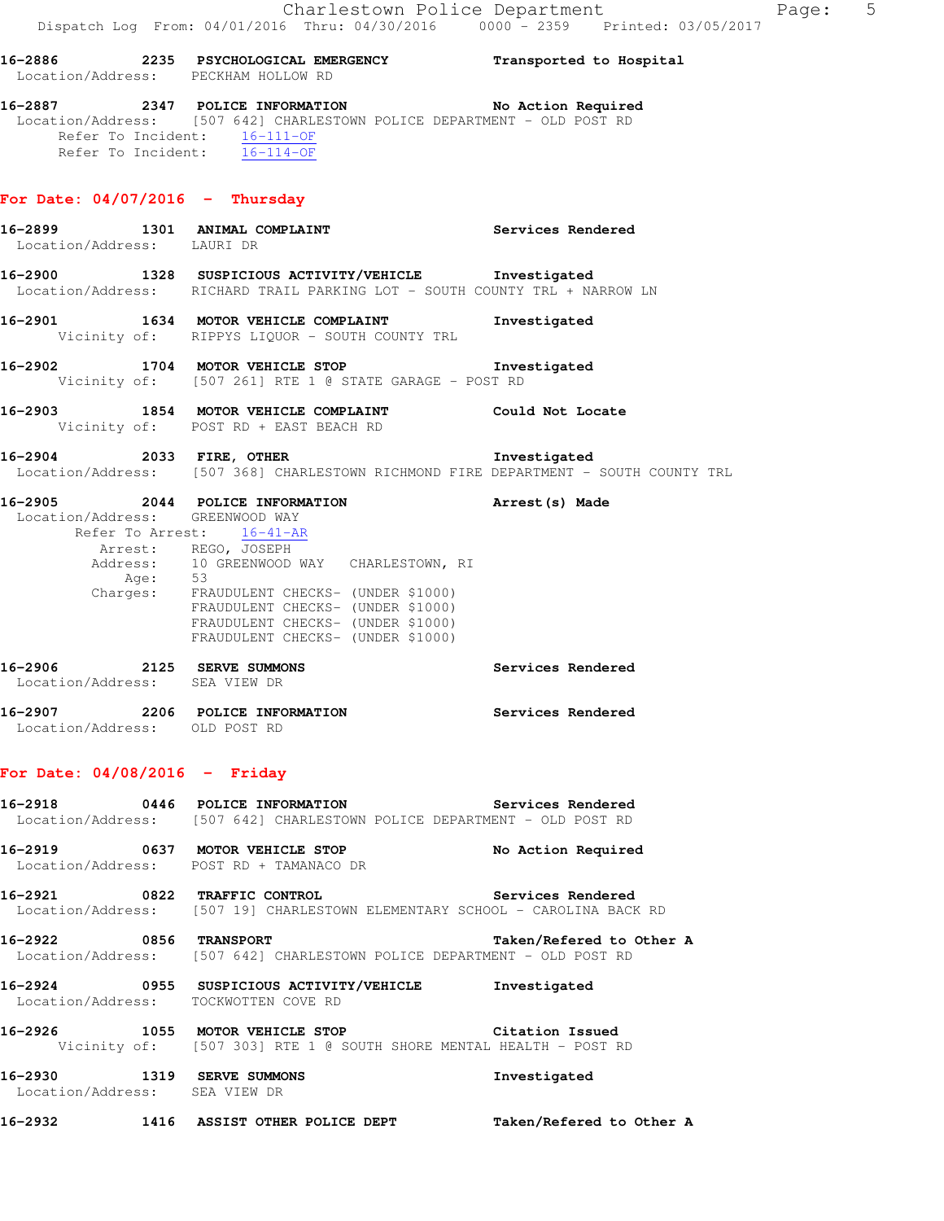16-2886 2235 **PSYCHOLOGICAL EMERGENCY** Transported to Hospital
Location/Address: PECKHAM HOLLOW RD

16-2887 2347 **POLICE INFORMATION** No Action Required
Location/Address: [507 642] CHARLESTOWN POLICE DEPARTMENT - OLD POST RD
Refer To Incident: 16-111-OF
Refer To Incident: 16-114-OF

## For Date: 04/07/2016 - Thursday

16-2899 1301 **ANIMAL COMPLAINT** Services Rendered
Location/Address: LAURI DR

16-2900 1328 **SUSPICIOUS ACTIVITY/VEHICLE** Investigated
Location/Address: RICHARD TRAIL PARKING LOT - SOUTH COUNTY TRL + NARROW LN

16-2901 1634 **MOTOR VEHICLE COMPLAINT** Investigated
Vicinity of: RIPPYS LIQUOR - SOUTH COUNTY TRL

16-2902 1704 **MOTOR VEHICLE STOP** Investigated
Vicinity of: [507 261] RTE 1 @ STATE GARAGE - POST RD

16-2903 1854 **MOTOR VEHICLE COMPLAINT** Could Not Locate
Vicinity of: POST RD + EAST BEACH RD

16-2904 2033 **FIRE, OTHER** Investigated
Location/Address: [507 368] CHARLESTOWN RICHMOND FIRE DEPARTMENT - SOUTH COUNTY TRL

16-2905 2044 **POLICE INFORMATION** Arrest(s) Made
Location/Address: GREENWOOD WAY
Refer To Arrest: 16-41-AR
Arrest: REGO, JOSEPH
Address: 10 GREENWOOD WAY CHARLESTOWN, RI
Age: 53
Charges: FRAUDULENT CHECKS- (UNDER $1000)
FRAUDULENT CHECKS- (UNDER $1000)
FRAUDULENT CHECKS- (UNDER $1000)
FRAUDULENT CHECKS- (UNDER $1000)

16-2906 2125 **SERVE SUMMONS** Services Rendered
Location/Address: SEA VIEW DR

16-2907 2206 **POLICE INFORMATION** Services Rendered
Location/Address: OLD POST RD

## For Date: 04/08/2016 - Friday

16-2918 0446 **POLICE INFORMATION** Services Rendered
Location/Address: [507 642] CHARLESTOWN POLICE DEPARTMENT - OLD POST RD

16-2919 0637 **MOTOR VEHICLE STOP** No Action Required
Location/Address: POST RD + TAMANACO DR

16-2921 0822 **TRAFFIC CONTROL** Services Rendered
Location/Address: [507 19] CHARLESTOWN ELEMENTARY SCHOOL - CAROLINA BACK RD

16-2922 0856 **TRANSPORT** Taken/Refered to Other A
Location/Address: [507 642] CHARLESTOWN POLICE DEPARTMENT - OLD POST RD

16-2924 0955 **SUSPICIOUS ACTIVITY/VEHICLE** Investigated
Location/Address: TOCKWOTTEN COVE RD

16-2926 1055 **MOTOR VEHICLE STOP** Citation Issued
Vicinity of: [507 303] RTE 1 @ SOUTH SHORE MENTAL HEALTH - POST RD

16-2930 1319 **SERVE SUMMONS** Investigated
Location/Address: SEA VIEW DR

16-2932 1416 **ASSIST OTHER POLICE DEPT** Taken/Refered to Other A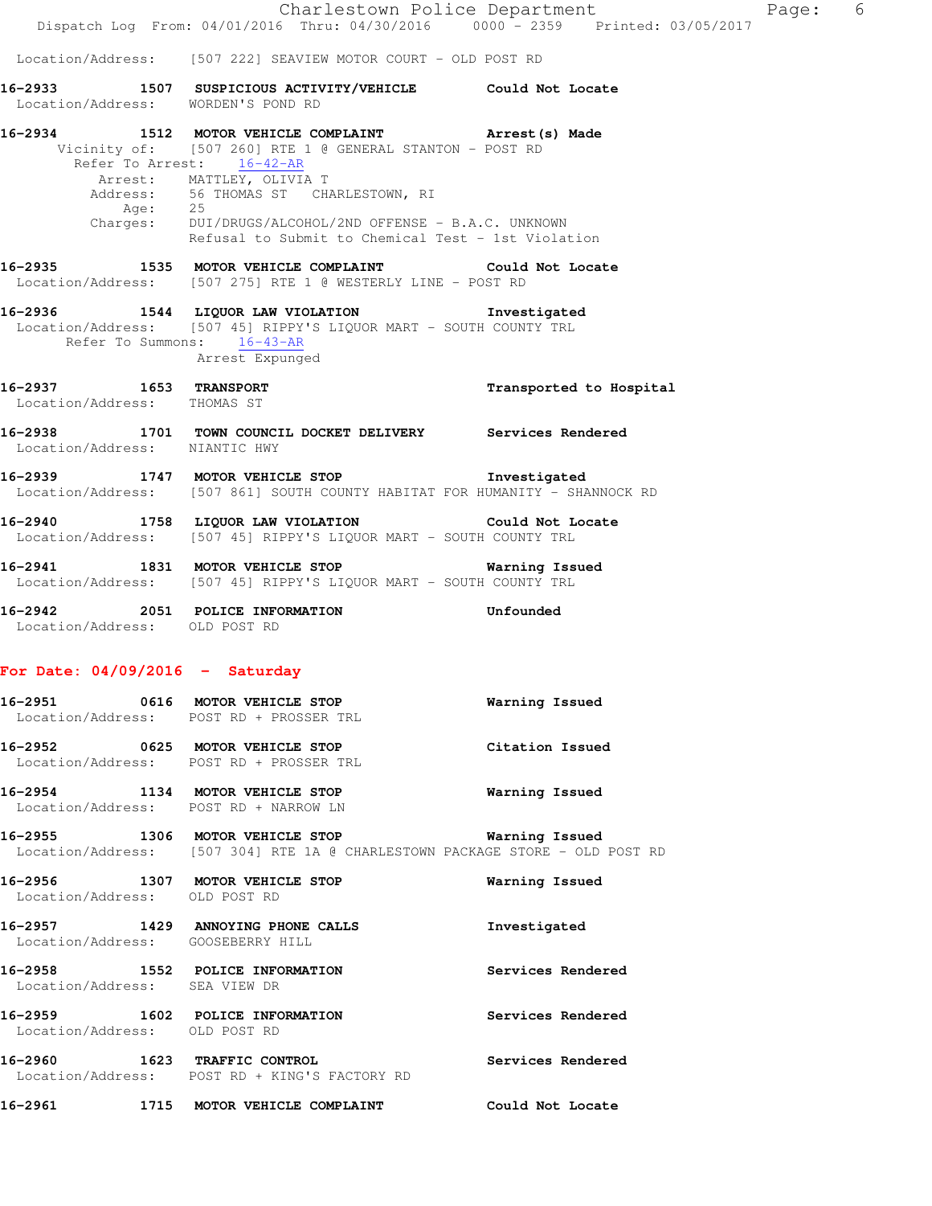Location/Address: [507 222] SEAVIEW MOTOR COURT - OLD POST RD

**16-2933 1507 SUSPICIOUS ACTIVITY/VEHICLE Could Not Locate**
Location/Address: WORDEN'S POND RD

**16-2934 1512 MOTOR VEHICLE COMPLAINT Arrest(s) Made**
Vicinity of: [507 260] RTE 1 @ GENERAL STANTON - POST RD
Refer To Arrest: 16-42-AR
Arrest: MATTLEY, OLIVIA T
Address: 56 THOMAS ST CHARLESTOWN, RI
Age: 25
Charges: DUI/DRUGS/ALCOHOL/2ND OFFENSE - B.A.C. UNKNOWN
Refusal to Submit to Chemical Test - 1st Violation

**16-2935 1535 MOTOR VEHICLE COMPLAINT Could Not Locate**
Location/Address: [507 275] RTE 1 @ WESTERLY LINE - POST RD

**16-2936 1544 LIQUOR LAW VIOLATION Investigated**
Location/Address: [507 45] RIPPY'S LIQUOR MART - SOUTH COUNTY TRL
Refer To Summons: 16-43-AR
Arrest Expunged

**16-2937 1653 TRANSPORT Transported to Hospital**
Location/Address: THOMAS ST

**16-2938 1701 TOWN COUNCIL DOCKET DELIVERY Services Rendered**
Location/Address: NIANTIC HWY

**16-2939 1747 MOTOR VEHICLE STOP Investigated**
Location/Address: [507 861] SOUTH COUNTY HABITAT FOR HUMANITY - SHANNOCK RD

**16-2940 1758 LIQUOR LAW VIOLATION Could Not Locate**
Location/Address: [507 45] RIPPY'S LIQUOR MART - SOUTH COUNTY TRL

**16-2941 1831 MOTOR VEHICLE STOP Warning Issued**
Location/Address: [507 45] RIPPY'S LIQUOR MART - SOUTH COUNTY TRL

**16-2942 2051 POLICE INFORMATION Unfounded**
Location/Address: OLD POST RD

## For Date: 04/09/2016 - Saturday

**16-2951 0616 MOTOR VEHICLE STOP Warning Issued**
Location/Address: POST RD + PROSSER TRL

**16-2952 0625 MOTOR VEHICLE STOP Citation Issued**
Location/Address: POST RD + PROSSER TRL

**16-2954 1134 MOTOR VEHICLE STOP Warning Issued**
Location/Address: POST RD + NARROW LN

**16-2955 1306 MOTOR VEHICLE STOP Warning Issued**
Location/Address: [507 304] RTE 1A @ CHARLESTOWN PACKAGE STORE - OLD POST RD

**16-2956 1307 MOTOR VEHICLE STOP Warning Issued**
Location/Address: OLD POST RD

**16-2957 1429 ANNOYING PHONE CALLS Investigated**
Location/Address: GOOSEBERRY HILL

**16-2958 1552 POLICE INFORMATION Services Rendered**
Location/Address: SEA VIEW DR

**16-2959 1602 POLICE INFORMATION Services Rendered**
Location/Address: OLD POST RD

**16-2960 1623 TRAFFIC CONTROL Services Rendered**
Location/Address: POST RD + KING'S FACTORY RD

**16-2961 1715 MOTOR VEHICLE COMPLAINT Could Not Locate**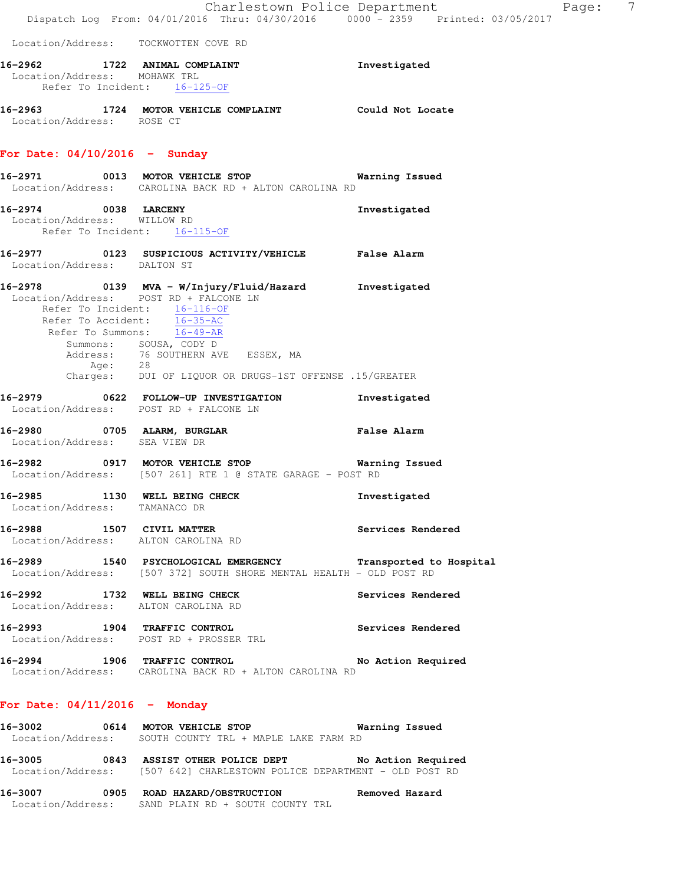Location/Address: TOCKWOTTEN COVE RD

**16-2962 1722 ANIMAL COMPLAINT** **Investigated**
Location/Address: MOHAWK TRL
Refer To Incident: 16-125-OF

**16-2963 1724 MOTOR VEHICLE COMPLAINT** **Could Not Locate**
Location/Address: ROSE CT

## For Date: 04/10/2016 - Sunday

**16-2971 0013 MOTOR VEHICLE STOP** **Warning Issued**
Location/Address: CAROLINA BACK RD + ALTON CAROLINA RD

**16-2974 0038 LARCENY** **Investigated**
Location/Address: WILLOW RD
Refer To Incident: 16-115-OF

**16-2977 0123 SUSPICIOUS ACTIVITY/VEHICLE** **False Alarm**
Location/Address: DALTON ST

**16-2978 0139 MVA - W/Injury/Fluid/Hazard** **Investigated**
Location/Address: POST RD + FALCONE LN
Refer To Incident: 16-116-OF
Refer To Accident: 16-35-AC
Refer To Summons: 16-49-AR
Summons: SOUSA, CODY D
Address: 76 SOUTHERN AVE ESSEX, MA
Age: 28
Charges: DUI OF LIQUOR OR DRUGS-1ST OFFENSE .15/GREATER

**16-2979 0622 FOLLOW-UP INVESTIGATION** **Investigated**
Location/Address: POST RD + FALCONE LN

**16-2980 0705 ALARM, BURGLAR** **False Alarm**
Location/Address: SEA VIEW DR

**16-2982 0917 MOTOR VEHICLE STOP** **Warning Issued**
Location/Address: [507 261] RTE 1 @ STATE GARAGE - POST RD

**16-2985 1130 WELL BEING CHECK** **Investigated**
Location/Address: TAMANACO DR

**16-2988 1507 CIVIL MATTER** **Services Rendered**
Location/Address: ALTON CAROLINA RD

**16-2989 1540 PSYCHOLOGICAL EMERGENCY** **Transported to Hospital**
Location/Address: [507 372] SOUTH SHORE MENTAL HEALTH - OLD POST RD

**16-2992 1732 WELL BEING CHECK** **Services Rendered**
Location/Address: ALTON CAROLINA RD

**16-2993 1904 TRAFFIC CONTROL** **Services Rendered**
Location/Address: POST RD + PROSSER TRL

**16-2994 1906 TRAFFIC CONTROL** **No Action Required**
Location/Address: CAROLINA BACK RD + ALTON CAROLINA RD

## For Date: 04/11/2016 - Monday

**16-3002 0614 MOTOR VEHICLE STOP** **Warning Issued**
Location/Address: SOUTH COUNTY TRL + MAPLE LAKE FARM RD

**16-3005 0843 ASSIST OTHER POLICE DEPT** **No Action Required**
Location/Address: [507 642] CHARLESTOWN POLICE DEPARTMENT - OLD POST RD

**16-3007 0905 ROAD HAZARD/OBSTRUCTION** **Removed Hazard**
Location/Address: SAND PLAIN RD + SOUTH COUNTY TRL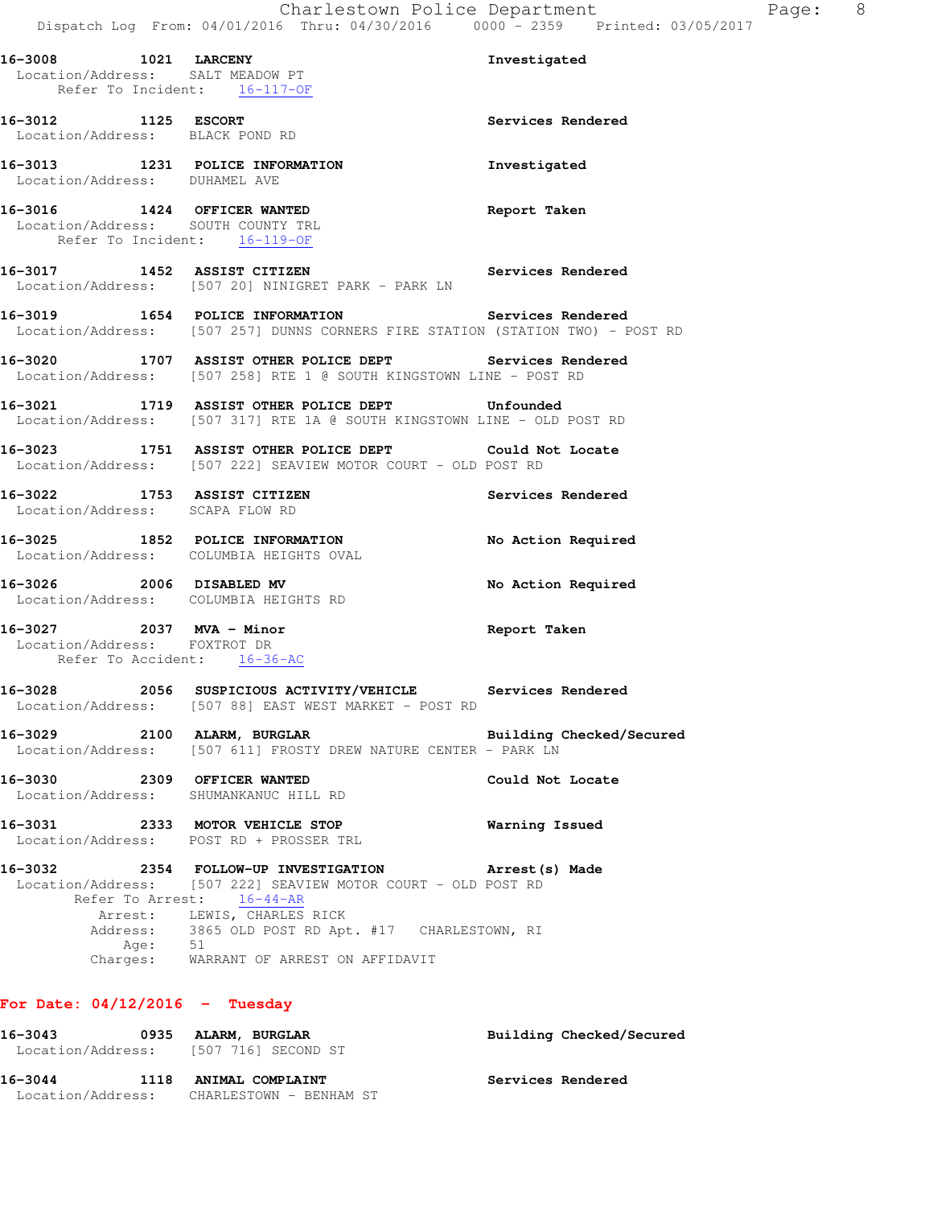**16-3008 1021 LARCENY** Investigated
Location/Address: SALT MEADOW PT
Refer To Incident: 16-117-OF

**16-3012 1125 ESCORT** Services Rendered
Location/Address: BLACK POND RD

**16-3013 1231 POLICE INFORMATION** Investigated
Location/Address: DUHAMEL AVE

**16-3016 1424 OFFICER WANTED** Report Taken
Location/Address: SOUTH COUNTY TRL
Refer To Incident: 16-119-OF

**16-3017 1452 ASSIST CITIZEN** Services Rendered
Location/Address: [507 20] NINIGRET PARK - PARK LN

**16-3019 1654 POLICE INFORMATION** Services Rendered
Location/Address: [507 257] DUNNS CORNERS FIRE STATION (STATION TWO) - POST RD

**16-3020 1707 ASSIST OTHER POLICE DEPT** Services Rendered
Location/Address: [507 258] RTE 1 @ SOUTH KINGSTOWN LINE - POST RD

**16-3021 1719 ASSIST OTHER POLICE DEPT** Unfounded
Location/Address: [507 317] RTE 1A @ SOUTH KINGSTOWN LINE - OLD POST RD

**16-3023 1751 ASSIST OTHER POLICE DEPT** Could Not Locate
Location/Address: [507 222] SEAVIEW MOTOR COURT - OLD POST RD

**16-3022 1753 ASSIST CITIZEN** Services Rendered
Location/Address: SCAPA FLOW RD

**16-3025 1852 POLICE INFORMATION** No Action Required
Location/Address: COLUMBIA HEIGHTS OVAL

**16-3026 2006 DISABLED MV** No Action Required
Location/Address: COLUMBIA HEIGHTS RD

**16-3027 2037 MVA - Minor** Report Taken
Location/Address: FOXTROT DR
Refer To Accident: 16-36-AC

**16-3028 2056 SUSPICIOUS ACTIVITY/VEHICLE** Services Rendered
Location/Address: [507 88] EAST WEST MARKET - POST RD

**16-3029 2100 ALARM, BURGLAR** Building Checked/Secured
Location/Address: [507 611] FROSTY DREW NATURE CENTER - PARK LN

**16-3030 2309 OFFICER WANTED** Could Not Locate
Location/Address: SHUMANKANUC HILL RD

**16-3031 2333 MOTOR VEHICLE STOP** Warning Issued
Location/Address: POST RD + PROSSER TRL

**16-3032 2354 FOLLOW-UP INVESTIGATION** Arrest(s) Made
Location/Address: [507 222] SEAVIEW MOTOR COURT - OLD POST RD
Refer To Arrest: 16-44-AR
Arrest: LEWIS, CHARLES RICK
Address: 3865 OLD POST RD Apt. #17 CHARLESTOWN, RI
Age: 51
Charges: WARRANT OF ARREST ON AFFIDAVIT

## For Date: 04/12/2016 - Tuesday

**16-3043 0935 ALARM, BURGLAR** Building Checked/Secured
Location/Address: [507 716] SECOND ST

**16-3044 1118 ANIMAL COMPLAINT** Services Rendered
Location/Address: CHARLESTOWN - BENHAM ST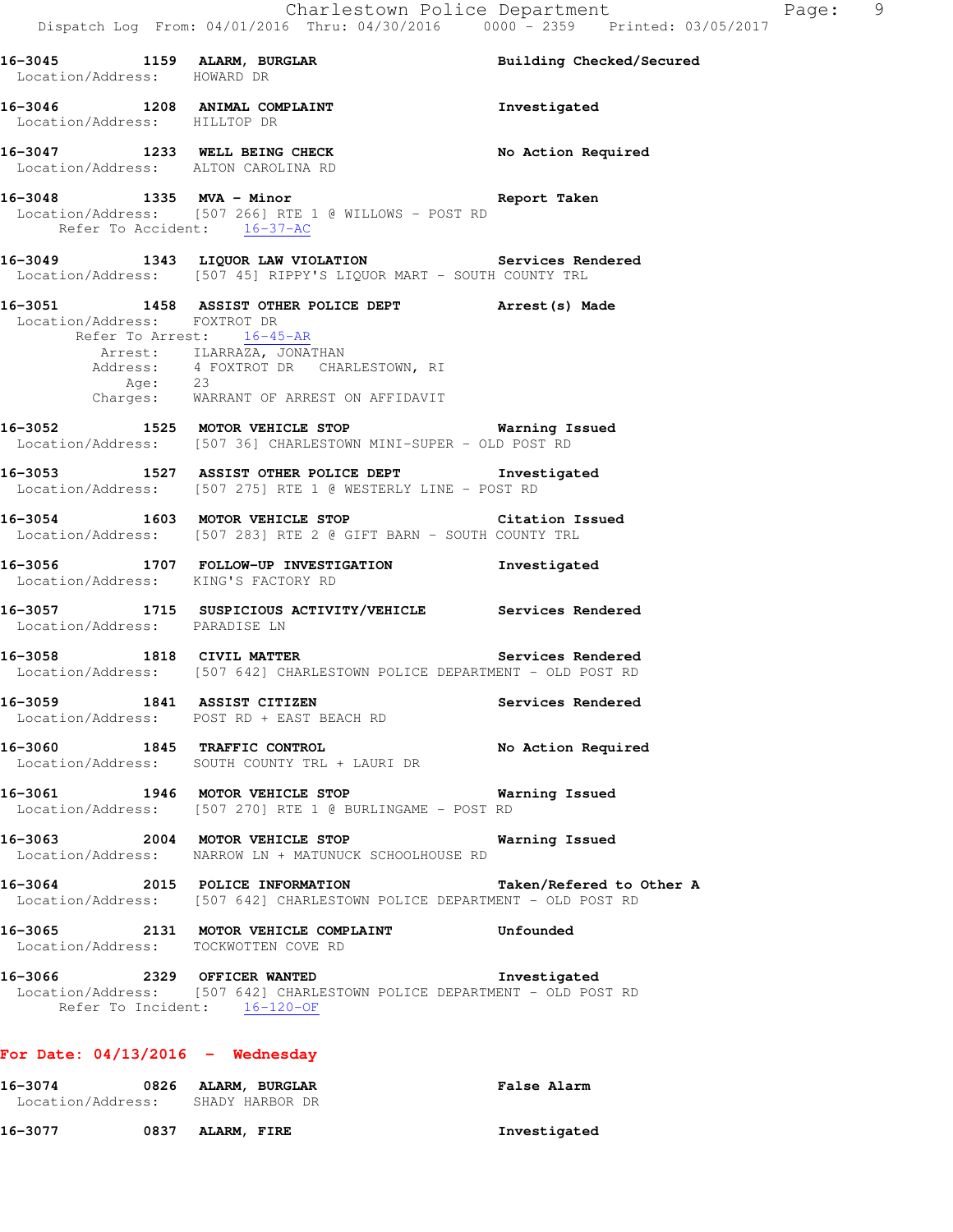**16-3045 1159 ALARM, BURGLAR** Building Checked/Secured
Location/Address: HOWARD DR

**16-3046 1208 ANIMAL COMPLAINT** Investigated
Location/Address: HILLTOP DR

**16-3047 1233 WELL BEING CHECK** No Action Required
Location/Address: ALTON CAROLINA RD

**16-3048 1335 MVA - Minor** Report Taken
Location/Address: [507 266] RTE 1 @ WILLOWS - POST RD
Refer To Accident: 16-37-AC

**16-3049 1343 LIQUOR LAW VIOLATION** Services Rendered
Location/Address: [507 45] RIPPY'S LIQUOR MART - SOUTH COUNTY TRL

**16-3051 1458 ASSIST OTHER POLICE DEPT** Arrest(s) Made
Location/Address: FOXTROT DR
Refer To Arrest: 16-45-AR
Arrest: ILARRAZA, JONATHAN
Address: 4 FOXTROT DR CHARLESTOWN, RI
Age: 23
Charges: WARRANT OF ARREST ON AFFIDAVIT

**16-3052 1525 MOTOR VEHICLE STOP** Warning Issued
Location/Address: [507 36] CHARLESTOWN MINI-SUPER - OLD POST RD

**16-3053 1527 ASSIST OTHER POLICE DEPT** Investigated
Location/Address: [507 275] RTE 1 @ WESTERLY LINE - POST RD

**16-3054 1603 MOTOR VEHICLE STOP** Citation Issued
Location/Address: [507 283] RTE 2 @ GIFT BARN - SOUTH COUNTY TRL

**16-3056 1707 FOLLOW-UP INVESTIGATION** Investigated
Location/Address: KING'S FACTORY RD

**16-3057 1715 SUSPICIOUS ACTIVITY/VEHICLE** Services Rendered
Location/Address: PARADISE LN

**16-3058 1818 CIVIL MATTER** Services Rendered
Location/Address: [507 642] CHARLESTOWN POLICE DEPARTMENT - OLD POST RD

**16-3059 1841 ASSIST CITIZEN** Services Rendered
Location/Address: POST RD + EAST BEACH RD

**16-3060 1845 TRAFFIC CONTROL** No Action Required
Location/Address: SOUTH COUNTY TRL + LAURI DR

**16-3061 1946 MOTOR VEHICLE STOP** Warning Issued
Location/Address: [507 270] RTE 1 @ BURLINGAME - POST RD

**16-3063 2004 MOTOR VEHICLE STOP** Warning Issued
Location/Address: NARROW LN + MATUNUCK SCHOOLHOUSE RD

**16-3064 2015 POLICE INFORMATION** Taken/Refered to Other A
Location/Address: [507 642] CHARLESTOWN POLICE DEPARTMENT - OLD POST RD

**16-3065 2131 MOTOR VEHICLE COMPLAINT** Unfounded
Location/Address: TOCKWOTTEN COVE RD

**16-3066 2329 OFFICER WANTED** Investigated
Location/Address: [507 642] CHARLESTOWN POLICE DEPARTMENT - OLD POST RD
Refer To Incident: 16-120-OF

## For Date: 04/13/2016 - Wednesday

**16-3074 0826 ALARM, BURGLAR** False Alarm
Location/Address: SHADY HARBOR DR

**16-3077 0837 ALARM, FIRE** Investigated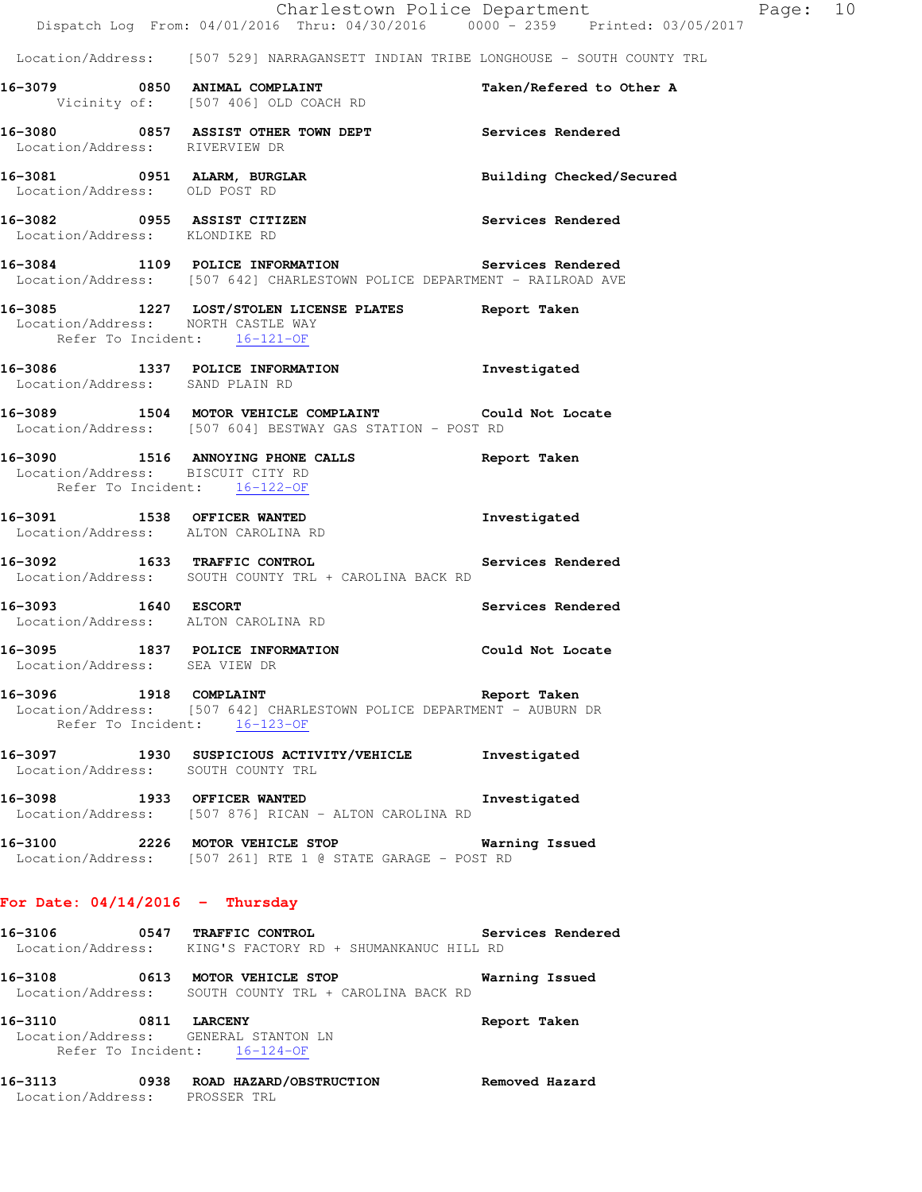Location/Address: [507 529] NARRAGANSETT INDIAN TRIBE LONGHOUSE - SOUTH COUNTY TRL

**16-3079 0850 ANIMAL COMPLAINT** Taken/Refered to Other A
Vicinity of: [507 406] OLD COACH RD

**16-3080 0857 ASSIST OTHER TOWN DEPT** Services Rendered
Location/Address: RIVERVIEW DR

**16-3081 0951 ALARM, BURGLAR** Building Checked/Secured
Location/Address: OLD POST RD

**16-3082 0955 ASSIST CITIZEN** Services Rendered
Location/Address: KLONDIKE RD

**16-3084 1109 POLICE INFORMATION** Services Rendered
Location/Address: [507 642] CHARLESTOWN POLICE DEPARTMENT - RAILROAD AVE

**16-3085 1227 LOST/STOLEN LICENSE PLATES** Report Taken
Location/Address: NORTH CASTLE WAY
Refer To Incident: 16-121-OF

**16-3086 1337 POLICE INFORMATION** Investigated
Location/Address: SAND PLAIN RD

**16-3089 1504 MOTOR VEHICLE COMPLAINT** Could Not Locate
Location/Address: [507 604] BESTWAY GAS STATION - POST RD

**16-3090 1516 ANNOYING PHONE CALLS** Report Taken
Location/Address: BISCUIT CITY RD
Refer To Incident: 16-122-OF

**16-3091 1538 OFFICER WANTED** Investigated
Location/Address: ALTON CAROLINA RD

**16-3092 1633 TRAFFIC CONTROL** Services Rendered
Location/Address: SOUTH COUNTY TRL + CAROLINA BACK RD

**16-3093 1640 ESCORT** Services Rendered
Location/Address: ALTON CAROLINA RD

**16-3095 1837 POLICE INFORMATION** Could Not Locate
Location/Address: SEA VIEW DR

**16-3096 1918 COMPLAINT** Report Taken
Location/Address: [507 642] CHARLESTOWN POLICE DEPARTMENT - AUBURN DR
Refer To Incident: 16-123-OF

**16-3097 1930 SUSPICIOUS ACTIVITY/VEHICLE** Investigated
Location/Address: SOUTH COUNTY TRL

**16-3098 1933 OFFICER WANTED** Investigated
Location/Address: [507 876] RICAN - ALTON CAROLINA RD

**16-3100 2226 MOTOR VEHICLE STOP** Warning Issued
Location/Address: [507 261] RTE 1 @ STATE GARAGE - POST RD

## For Date: 04/14/2016 - Thursday

**16-3106 0547 TRAFFIC CONTROL** Services Rendered
Location/Address: KING'S FACTORY RD + SHUMANKANUC HILL RD

**16-3108 0613 MOTOR VEHICLE STOP** Warning Issued
Location/Address: SOUTH COUNTY TRL + CAROLINA BACK RD

**16-3110 0811 LARCENY** Report Taken
Location/Address: GENERAL STANTON LN
Refer To Incident: 16-124-OF

**16-3113 0938 ROAD HAZARD/OBSTRUCTION** Removed Hazard
Location/Address: PROSSER TRL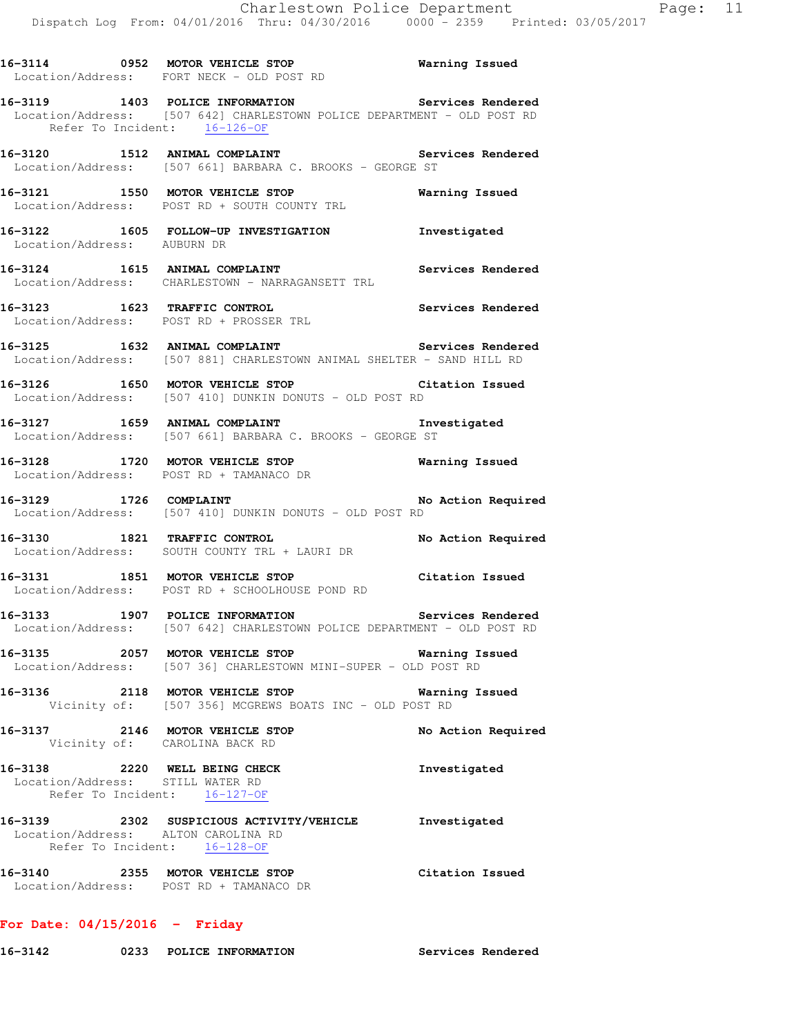16-3114 0952 **MOTOR VEHICLE STOP** Warning Issued
Location/Address: FORT NECK - OLD POST RD

16-3119 1403 **POLICE INFORMATION** Services Rendered
Location/Address: [507 642] CHARLESTOWN POLICE DEPARTMENT - OLD POST RD
Refer To Incident: 16-126-OF

16-3120 1512 **ANIMAL COMPLAINT** Services Rendered
Location/Address: [507 661] BARBARA C. BROOKS - GEORGE ST

16-3121 1550 **MOTOR VEHICLE STOP** Warning Issued
Location/Address: POST RD + SOUTH COUNTY TRL

16-3122 1605 **FOLLOW-UP INVESTIGATION** Investigated
Location/Address: AUBURN DR

16-3124 1615 **ANIMAL COMPLAINT** Services Rendered
Location/Address: CHARLESTOWN - NARRAGANSETT TRL

16-3123 1623 **TRAFFIC CONTROL** Services Rendered
Location/Address: POST RD + PROSSER TRL

16-3125 1632 **ANIMAL COMPLAINT** Services Rendered
Location/Address: [507 881] CHARLESTOWN ANIMAL SHELTER - SAND HILL RD

16-3126 1650 **MOTOR VEHICLE STOP** Citation Issued
Location/Address: [507 410] DUNKIN DONUTS - OLD POST RD

16-3127 1659 **ANIMAL COMPLAINT** Investigated
Location/Address: [507 661] BARBARA C. BROOKS - GEORGE ST

16-3128 1720 **MOTOR VEHICLE STOP** Warning Issued
Location/Address: POST RD + TAMANACO DR

16-3129 1726 **COMPLAINT** No Action Required
Location/Address: [507 410] DUNKIN DONUTS - OLD POST RD

16-3130 1821 **TRAFFIC CONTROL** No Action Required
Location/Address: SOUTH COUNTY TRL + LAURI DR

16-3131 1851 **MOTOR VEHICLE STOP** Citation Issued
Location/Address: POST RD + SCHOOLHOUSE POND RD

16-3133 1907 **POLICE INFORMATION** Services Rendered
Location/Address: [507 642] CHARLESTOWN POLICE DEPARTMENT - OLD POST RD

16-3135 2057 **MOTOR VEHICLE STOP** Warning Issued
Location/Address: [507 36] CHARLESTOWN MINI-SUPER - OLD POST RD

16-3136 2118 **MOTOR VEHICLE STOP** Warning Issued
Vicinity of: [507 356] MCGREWS BOATS INC - OLD POST RD

16-3137 2146 **MOTOR VEHICLE STOP** No Action Required
Vicinity of: CAROLINA BACK RD

16-3138 2220 **WELL BEING CHECK** Investigated
Location/Address: STILL WATER RD
Refer To Incident: 16-127-OF

16-3139 2302 **SUSPICIOUS ACTIVITY/VEHICLE** Investigated
Location/Address: ALTON CAROLINA RD
Refer To Incident: 16-128-OF

16-3140 2355 **MOTOR VEHICLE STOP** Citation Issued
Location/Address: POST RD + TAMANACO DR

**For Date: 04/15/2016 - Friday**

16-3142 0233 **POLICE INFORMATION** Services Rendered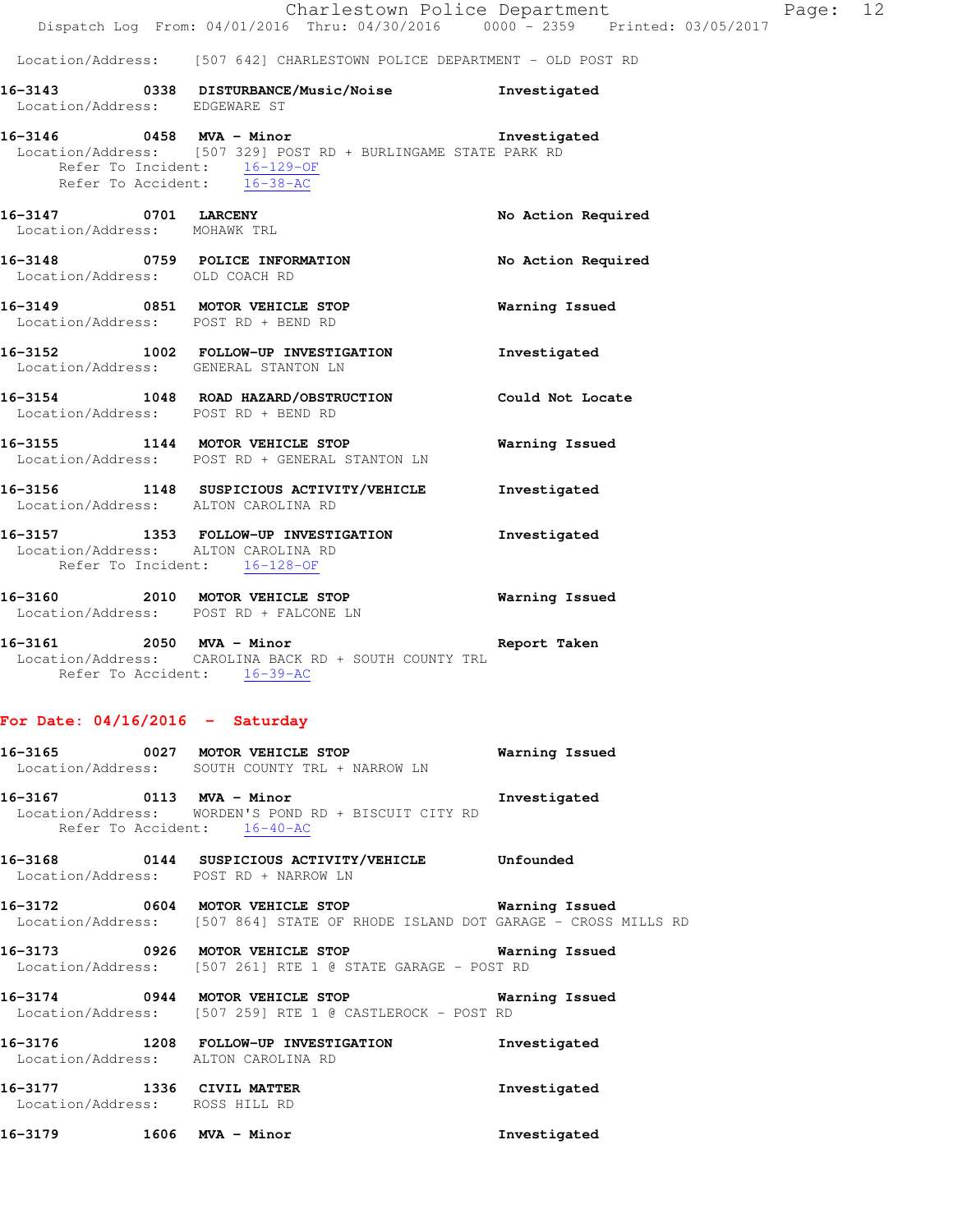Location/Address: [507 642] CHARLESTOWN POLICE DEPARTMENT - OLD POST RD

**16-3143 0338 DISTURBANCE/Music/Noise** Investigated
Location/Address: EDGEWARE ST

**16-3146 0458 MVA - Minor** Investigated
Location/Address: [507 329] POST RD + BURLINGAME STATE PARK RD
Refer To Incident: 16-129-OF
Refer To Accident: 16-38-AC

**16-3147 0701 LARCENY** No Action Required
Location/Address: MOHAWK TRL

**16-3148 0759 POLICE INFORMATION** No Action Required
Location/Address: OLD COACH RD

**16-3149 0851 MOTOR VEHICLE STOP** Warning Issued
Location/Address: POST RD + BEND RD

**16-3152 1002 FOLLOW-UP INVESTIGATION** Investigated
Location/Address: GENERAL STANTON LN

**16-3154 1048 ROAD HAZARD/OBSTRUCTION** Could Not Locate
Location/Address: POST RD + BEND RD

**16-3155 1144 MOTOR VEHICLE STOP** Warning Issued
Location/Address: POST RD + GENERAL STANTON LN

**16-3156 1148 SUSPICIOUS ACTIVITY/VEHICLE** Investigated
Location/Address: ALTON CAROLINA RD

**16-3157 1353 FOLLOW-UP INVESTIGATION** Investigated
Location/Address: ALTON CAROLINA RD
Refer To Incident: 16-128-OF

**16-3160 2010 MOTOR VEHICLE STOP** Warning Issued
Location/Address: POST RD + FALCONE LN

**16-3161 2050 MVA - Minor** Report Taken
Location/Address: CAROLINA BACK RD + SOUTH COUNTY TRL
Refer To Accident: 16-39-AC

## For Date: 04/16/2016 - Saturday

**16-3165 0027 MOTOR VEHICLE STOP** Warning Issued
Location/Address: SOUTH COUNTY TRL + NARROW LN

**16-3167 0113 MVA - Minor** Investigated
Location/Address: WORDEN'S POND RD + BISCUIT CITY RD
Refer To Accident: 16-40-AC

**16-3168 0144 SUSPICIOUS ACTIVITY/VEHICLE** Unfounded
Location/Address: POST RD + NARROW LN

**16-3172 0604 MOTOR VEHICLE STOP** Warning Issued
Location/Address: [507 864] STATE OF RHODE ISLAND DOT GARAGE - CROSS MILLS RD

**16-3173 0926 MOTOR VEHICLE STOP** Warning Issued
Location/Address: [507 261] RTE 1 @ STATE GARAGE - POST RD

**16-3174 0944 MOTOR VEHICLE STOP** Warning Issued
Location/Address: [507 259] RTE 1 @ CASTLEROCK - POST RD

**16-3176 1208 FOLLOW-UP INVESTIGATION** Investigated
Location/Address: ALTON CAROLINA RD

**16-3177 1336 CIVIL MATTER** Investigated
Location/Address: ROSS HILL RD

**16-3179 1606 MVA - Minor** Investigated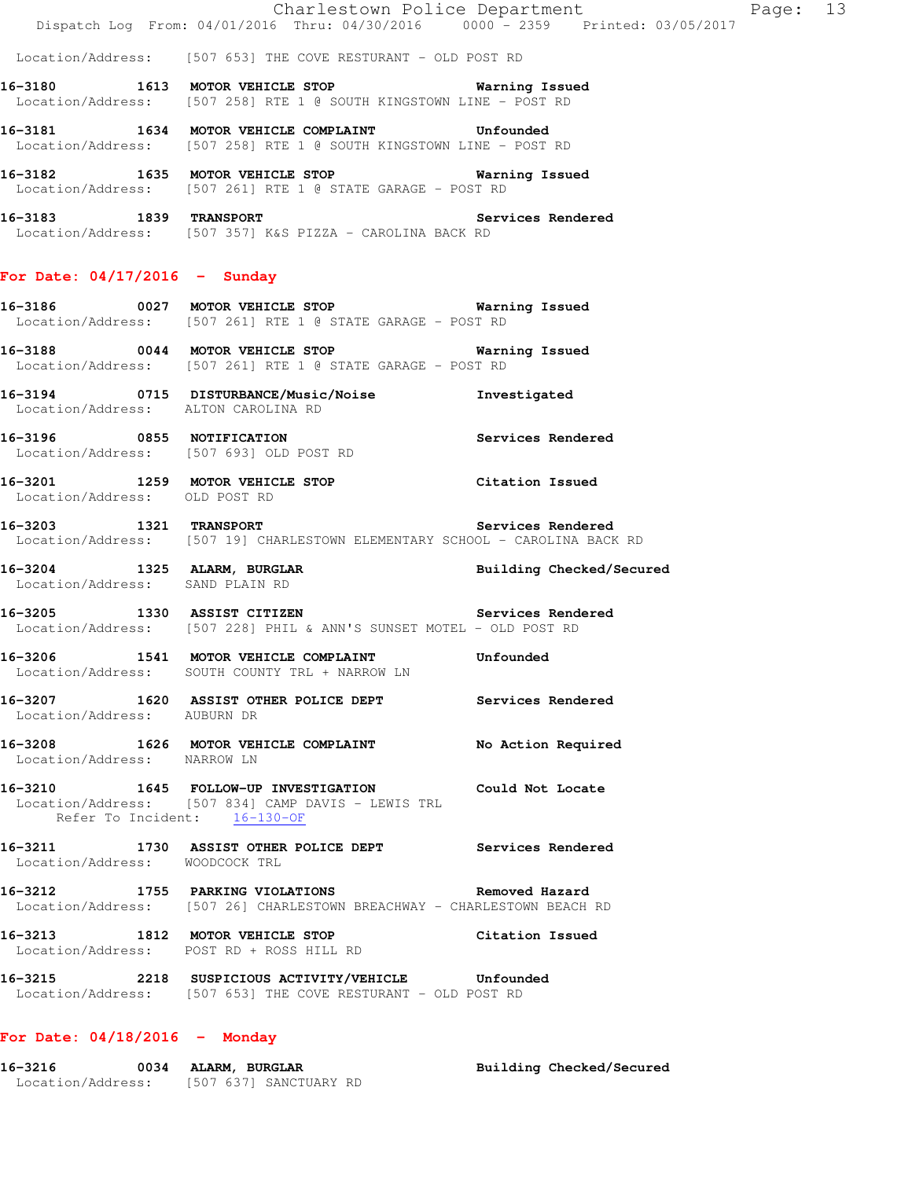Location/Address: [507 653] THE COVE RESTURANT - OLD POST RD

**16-3180 1613 MOTOR VEHICLE STOP** **Warning Issued**
Location/Address: [507 258] RTE 1 @ SOUTH KINGSTOWN LINE - POST RD

**16-3181 1634 MOTOR VEHICLE COMPLAINT** **Unfounded**
Location/Address: [507 258] RTE 1 @ SOUTH KINGSTOWN LINE - POST RD

**16-3182 1635 MOTOR VEHICLE STOP** **Warning Issued**
Location/Address: [507 261] RTE 1 @ STATE GARAGE - POST RD

**16-3183 1839 TRANSPORT** **Services Rendered**
Location/Address: [507 357] K&S PIZZA - CAROLINA BACK RD

## For Date: 04/17/2016 - Sunday

**16-3186 0027 MOTOR VEHICLE STOP** **Warning Issued**
Location/Address: [507 261] RTE 1 @ STATE GARAGE - POST RD

**16-3188 0044 MOTOR VEHICLE STOP** **Warning Issued**
Location/Address: [507 261] RTE 1 @ STATE GARAGE - POST RD

**16-3194 0715 DISTURBANCE/Music/Noise** **Investigated**
Location/Address: ALTON CAROLINA RD

**16-3196 0855 NOTIFICATION** **Services Rendered**
Location/Address: [507 693] OLD POST RD

**16-3201 1259 MOTOR VEHICLE STOP** **Citation Issued**
Location/Address: OLD POST RD

**16-3203 1321 TRANSPORT** **Services Rendered**
Location/Address: [507 19] CHARLESTOWN ELEMENTARY SCHOOL - CAROLINA BACK RD

**16-3204 1325 ALARM, BURGLAR** **Building Checked/Secured**
Location/Address: SAND PLAIN RD

**16-3205 1330 ASSIST CITIZEN** **Services Rendered**
Location/Address: [507 228] PHIL & ANN'S SUNSET MOTEL - OLD POST RD

**16-3206 1541 MOTOR VEHICLE COMPLAINT** **Unfounded**
Location/Address: SOUTH COUNTY TRL + NARROW LN

**16-3207 1620 ASSIST OTHER POLICE DEPT** **Services Rendered**
Location/Address: AUBURN DR

**16-3208 1626 MOTOR VEHICLE COMPLAINT** **No Action Required**
Location/Address: NARROW LN

**16-3210 1645 FOLLOW-UP INVESTIGATION** **Could Not Locate**
Location/Address: [507 834] CAMP DAVIS - LEWIS TRL
Refer To Incident: 16-130-OF

**16-3211 1730 ASSIST OTHER POLICE DEPT** **Services Rendered**
Location/Address: WOODCOCK TRL

**16-3212 1755 PARKING VIOLATIONS** **Removed Hazard**
Location/Address: [507 26] CHARLESTOWN BREACHWAY - CHARLESTOWN BEACH RD

**16-3213 1812 MOTOR VEHICLE STOP** **Citation Issued**
Location/Address: POST RD + ROSS HILL RD

**16-3215 2218 SUSPICIOUS ACTIVITY/VEHICLE** **Unfounded**
Location/Address: [507 653] THE COVE RESTURANT - OLD POST RD

## For Date: 04/18/2016 - Monday

**16-3216 0034 ALARM, BURGLAR** **Building Checked/Secured**
Location/Address: [507 637] SANCTUARY RD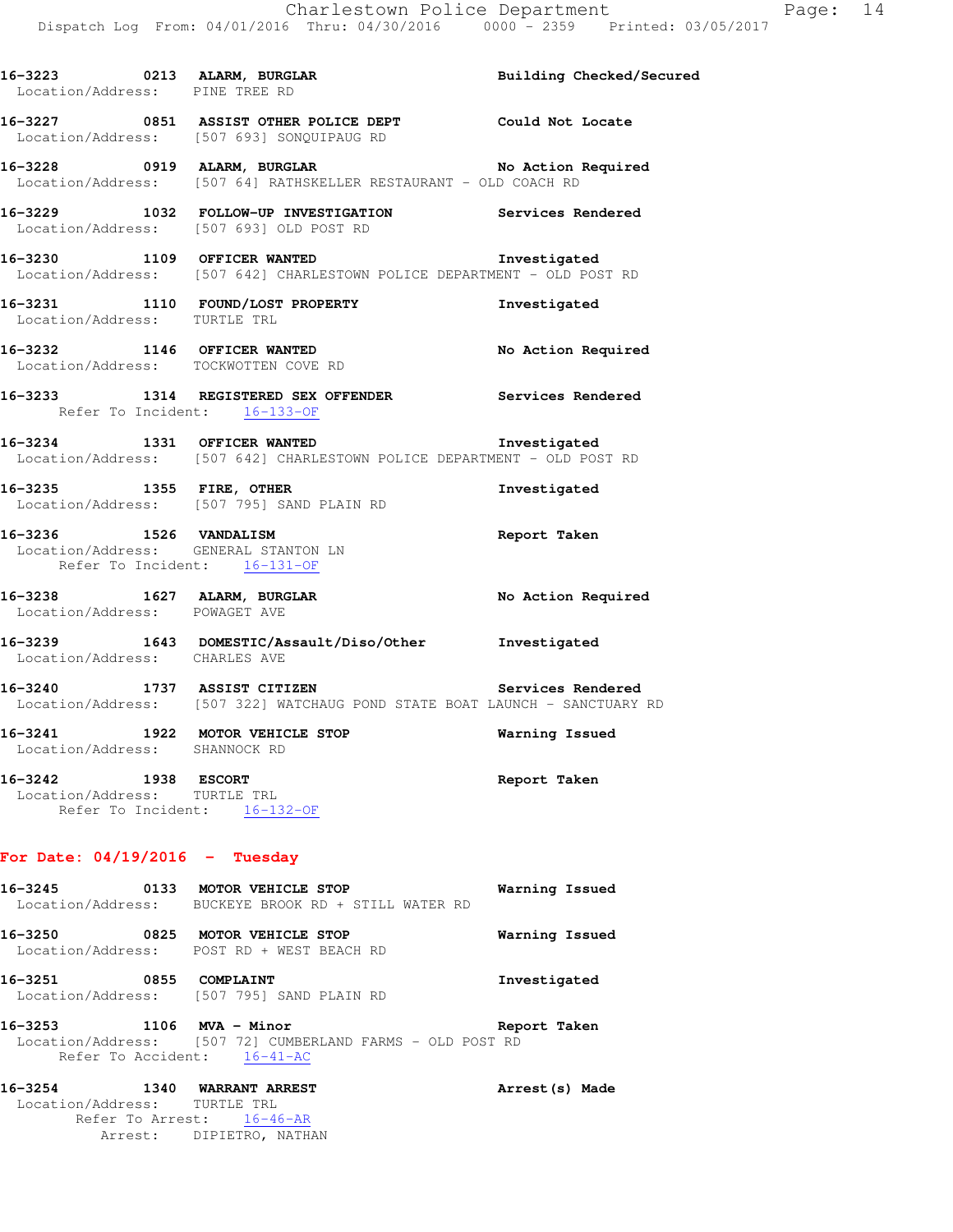**16-3223 0213 ALARM, BURGLAR** Building Checked/Secured
Location/Address: PINE TREE RD

**16-3227 0851 ASSIST OTHER POLICE DEPT** Could Not Locate
Location/Address: [507 693] SONQUIPAUG RD

**16-3228 0919 ALARM, BURGLAR** No Action Required
Location/Address: [507 64] RATHSKELLER RESTAURANT - OLD COACH RD

**16-3229 1032 FOLLOW-UP INVESTIGATION** Services Rendered
Location/Address: [507 693] OLD POST RD

**16-3230 1109 OFFICER WANTED** Investigated
Location/Address: [507 642] CHARLESTOWN POLICE DEPARTMENT - OLD POST RD

**16-3231 1110 FOUND/LOST PROPERTY** Investigated
Location/Address: TURTLE TRL

**16-3232 1146 OFFICER WANTED** No Action Required
Location/Address: TOCKWOTTEN COVE RD

**16-3233 1314 REGISTERED SEX OFFENDER** Services Rendered
Refer To Incident: 16-133-OF

**16-3234 1331 OFFICER WANTED** Investigated
Location/Address: [507 642] CHARLESTOWN POLICE DEPARTMENT - OLD POST RD

**16-3235 1355 FIRE, OTHER** Investigated
Location/Address: [507 795] SAND PLAIN RD

**16-3236 1526 VANDALISM** Report Taken
Location/Address: GENERAL STANTON LN
Refer To Incident: 16-131-OF

**16-3238 1627 ALARM, BURGLAR** No Action Required
Location/Address: POWAGET AVE

**16-3239 1643 DOMESTIC/Assault/Diso/Other** Investigated
Location/Address: CHARLES AVE

**16-3240 1737 ASSIST CITIZEN** Services Rendered
Location/Address: [507 322] WATCHAUG POND STATE BOAT LAUNCH - SANCTUARY RD

**16-3241 1922 MOTOR VEHICLE STOP** Warning Issued
Location/Address: SHANNOCK RD

**16-3242 1938 ESCORT** Report Taken
Location/Address: TURTLE TRL
Refer To Incident: 16-132-OF

## For Date: 04/19/2016 - Tuesday

**16-3245 0133 MOTOR VEHICLE STOP** Warning Issued
Location/Address: BUCKEYE BROOK RD + STILL WATER RD

**16-3250 0825 MOTOR VEHICLE STOP** Warning Issued
Location/Address: POST RD + WEST BEACH RD

**16-3251 0855 COMPLAINT** Investigated
Location/Address: [507 795] SAND PLAIN RD

**16-3253 1106 MVA - Minor** Report Taken
Location/Address: [507 72] CUMBERLAND FARMS - OLD POST RD
Refer To Accident: 16-41-AC

**16-3254 1340 WARRANT ARREST** Arrest(s) Made
Location/Address: TURTLE TRL
Refer To Arrest: 16-46-AR
Arrest: DIPIETRO, NATHAN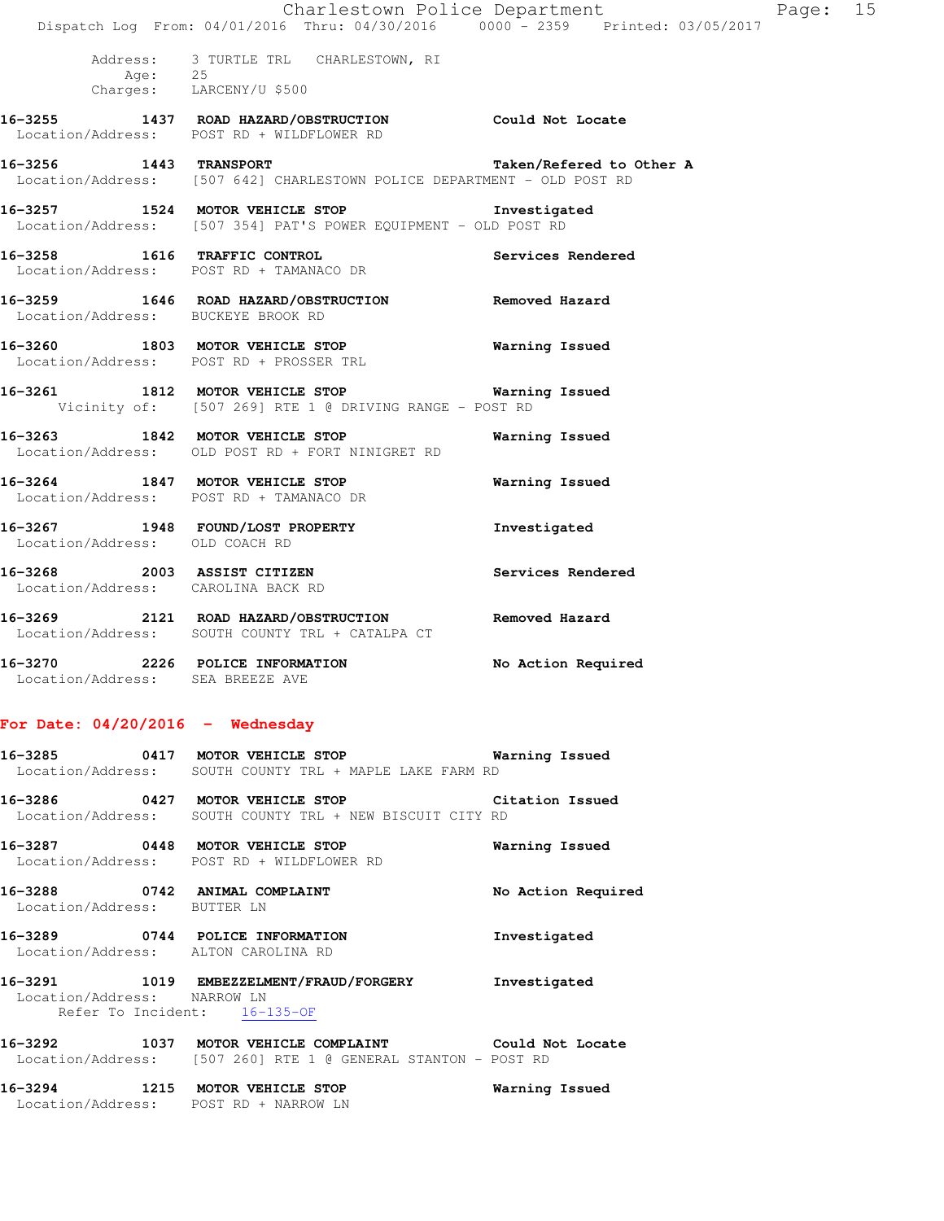Address: 3 TURTLE TRL CHARLESTOWN, RI
Age: 25
Charges: LARCENY/U $500

**16-3255 1437 ROAD HAZARD/OBSTRUCTION** **Could Not Locate**
Location/Address: POST RD + WILDFLOWER RD

**16-3256 1443 TRANSPORT** **Taken/Refered to Other A**
Location/Address: [507 642] CHARLESTOWN POLICE DEPARTMENT - OLD POST RD

**16-3257 1524 MOTOR VEHICLE STOP** **Investigated**
Location/Address: [507 354] PAT'S POWER EQUIPMENT - OLD POST RD

**16-3258 1616 TRAFFIC CONTROL** **Services Rendered**
Location/Address: POST RD + TAMANACO DR

**16-3259 1646 ROAD HAZARD/OBSTRUCTION** **Removed Hazard**
Location/Address: BUCKEYE BROOK RD

**16-3260 1803 MOTOR VEHICLE STOP** **Warning Issued**
Location/Address: POST RD + PROSSER TRL

**16-3261 1812 MOTOR VEHICLE STOP** **Warning Issued**
Vicinity of: [507 269] RTE 1 @ DRIVING RANGE - POST RD

**16-3263 1842 MOTOR VEHICLE STOP** **Warning Issued**
Location/Address: OLD POST RD + FORT NINIGRET RD

**16-3264 1847 MOTOR VEHICLE STOP** **Warning Issued**
Location/Address: POST RD + TAMANACO DR

**16-3267 1948 FOUND/LOST PROPERTY** **Investigated**
Location/Address: OLD COACH RD

**16-3268 2003 ASSIST CITIZEN** **Services Rendered**
Location/Address: CAROLINA BACK RD

**16-3269 2121 ROAD HAZARD/OBSTRUCTION** **Removed Hazard**
Location/Address: SOUTH COUNTY TRL + CATALPA CT

**16-3270 2226 POLICE INFORMATION** **No Action Required**
Location/Address: SEA BREEZE AVE

## For Date: 04/20/2016 - Wednesday

**16-3285 0417 MOTOR VEHICLE STOP** **Warning Issued**
Location/Address: SOUTH COUNTY TRL + MAPLE LAKE FARM RD

**16-3286 0427 MOTOR VEHICLE STOP** **Citation Issued**
Location/Address: SOUTH COUNTY TRL + NEW BISCUIT CITY RD

**16-3287 0448 MOTOR VEHICLE STOP** **Warning Issued**
Location/Address: POST RD + WILDFLOWER RD

**16-3288 0742 ANIMAL COMPLAINT** **No Action Required**
Location/Address: BUTTER LN

**16-3289 0744 POLICE INFORMATION** **Investigated**
Location/Address: ALTON CAROLINA RD

**16-3291 1019 EMBEZZELMENT/FRAUD/FORGERY** **Investigated**
Location/Address: NARROW LN
Refer To Incident: 16-135-OF

**16-3292 1037 MOTOR VEHICLE COMPLAINT** **Could Not Locate**
Location/Address: [507 260] RTE 1 @ GENERAL STANTON - POST RD

**16-3294 1215 MOTOR VEHICLE STOP** **Warning Issued**
Location/Address: POST RD + NARROW LN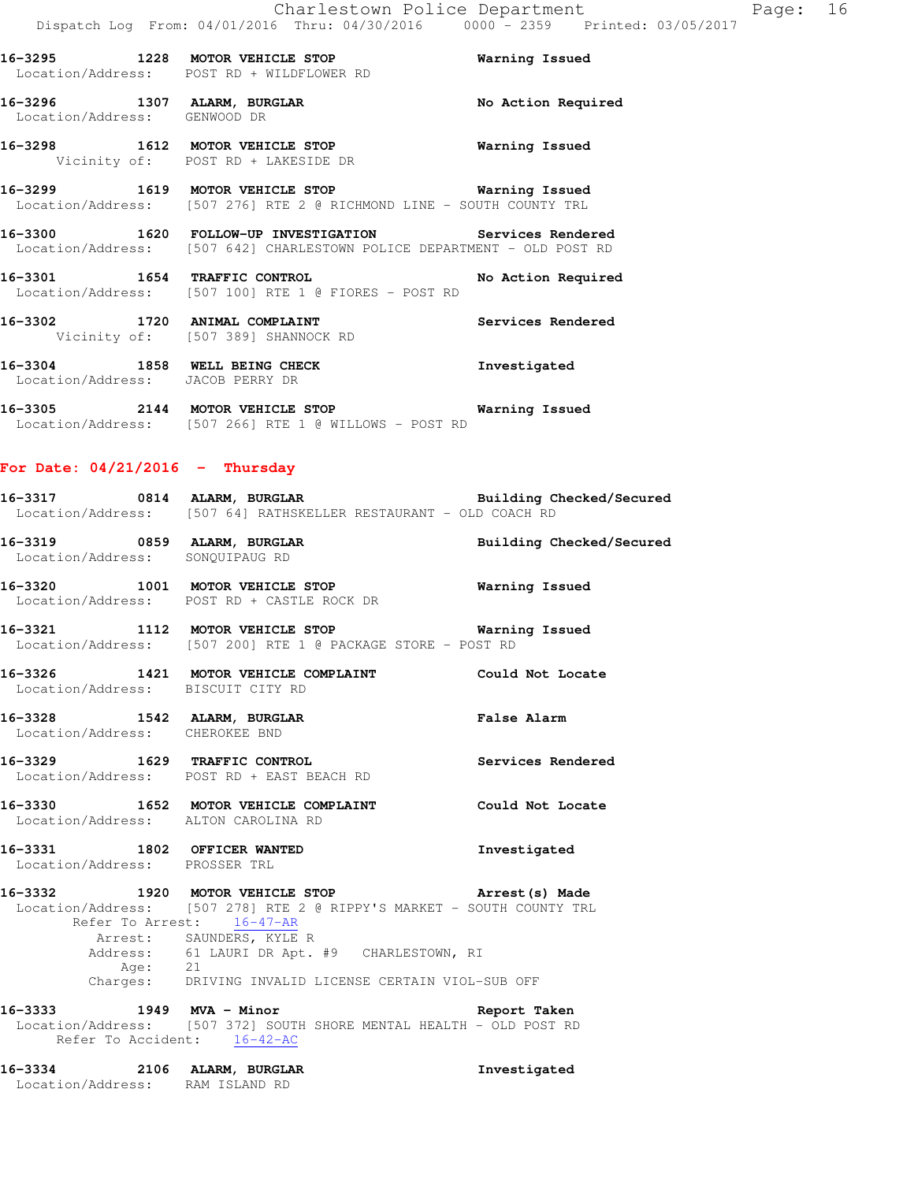16-3295 1228 MOTOR VEHICLE STOP Warning Issued
Location/Address: POST RD + WILDFLOWER RD

16-3296 1307 ALARM, BURGLAR No Action Required
Location/Address: GENWOOD DR

16-3298 1612 MOTOR VEHICLE STOP Warning Issued
Vicinity of: POST RD + LAKESIDE DR

16-3299 1619 MOTOR VEHICLE STOP Warning Issued
Location/Address: [507 276] RTE 2 @ RICHMOND LINE - SOUTH COUNTY TRL

16-3300 1620 FOLLOW-UP INVESTIGATION Services Rendered
Location/Address: [507 642] CHARLESTOWN POLICE DEPARTMENT - OLD POST RD

16-3301 1654 TRAFFIC CONTROL No Action Required
Location/Address: [507 100] RTE 1 @ FIORES - POST RD

16-3302 1720 ANIMAL COMPLAINT Services Rendered
Vicinity of: [507 389] SHANNOCK RD

16-3304 1858 WELL BEING CHECK Investigated
Location/Address: JACOB PERRY DR

16-3305 2144 MOTOR VEHICLE STOP Warning Issued
Location/Address: [507 266] RTE 1 @ WILLOWS - POST RD

## For Date: 04/21/2016 - Thursday

16-3317 0814 ALARM, BURGLAR Building Checked/Secured
Location/Address: [507 64] RATHSKELLER RESTAURANT - OLD COACH RD

16-3319 0859 ALARM, BURGLAR Building Checked/Secured
Location/Address: SONQUIPAUG RD

16-3320 1001 MOTOR VEHICLE STOP Warning Issued
Location/Address: POST RD + CASTLE ROCK DR

16-3321 1112 MOTOR VEHICLE STOP Warning Issued
Location/Address: [507 200] RTE 1 @ PACKAGE STORE - POST RD

16-3326 1421 MOTOR VEHICLE COMPLAINT Could Not Locate
Location/Address: BISCUIT CITY RD

16-3328 1542 ALARM, BURGLAR False Alarm
Location/Address: CHEROKEE BND

16-3329 1629 TRAFFIC CONTROL Services Rendered
Location/Address: POST RD + EAST BEACH RD

16-3330 1652 MOTOR VEHICLE COMPLAINT Could Not Locate
Location/Address: ALTON CAROLINA RD

16-3331 1802 OFFICER WANTED Investigated
Location/Address: PROSSER TRL

16-3332 1920 MOTOR VEHICLE STOP Arrest(s) Made
Location/Address: [507 278] RTE 2 @ RIPPY'S MARKET - SOUTH COUNTY TRL
Refer To Arrest: 16-47-AR
Arrest: SAUNDERS, KYLE R
Address: 61 LAURI DR Apt. #9 CHARLESTOWN, RI
Age: 21
Charges: DRIVING INVALID LICENSE CERTAIN VIOL-SUB OFF

16-3333 1949 MVA - Minor Report Taken
Location/Address: [507 372] SOUTH SHORE MENTAL HEALTH - OLD POST RD
Refer To Accident: 16-42-AC

16-3334 2106 ALARM, BURGLAR Investigated
Location/Address: RAM ISLAND RD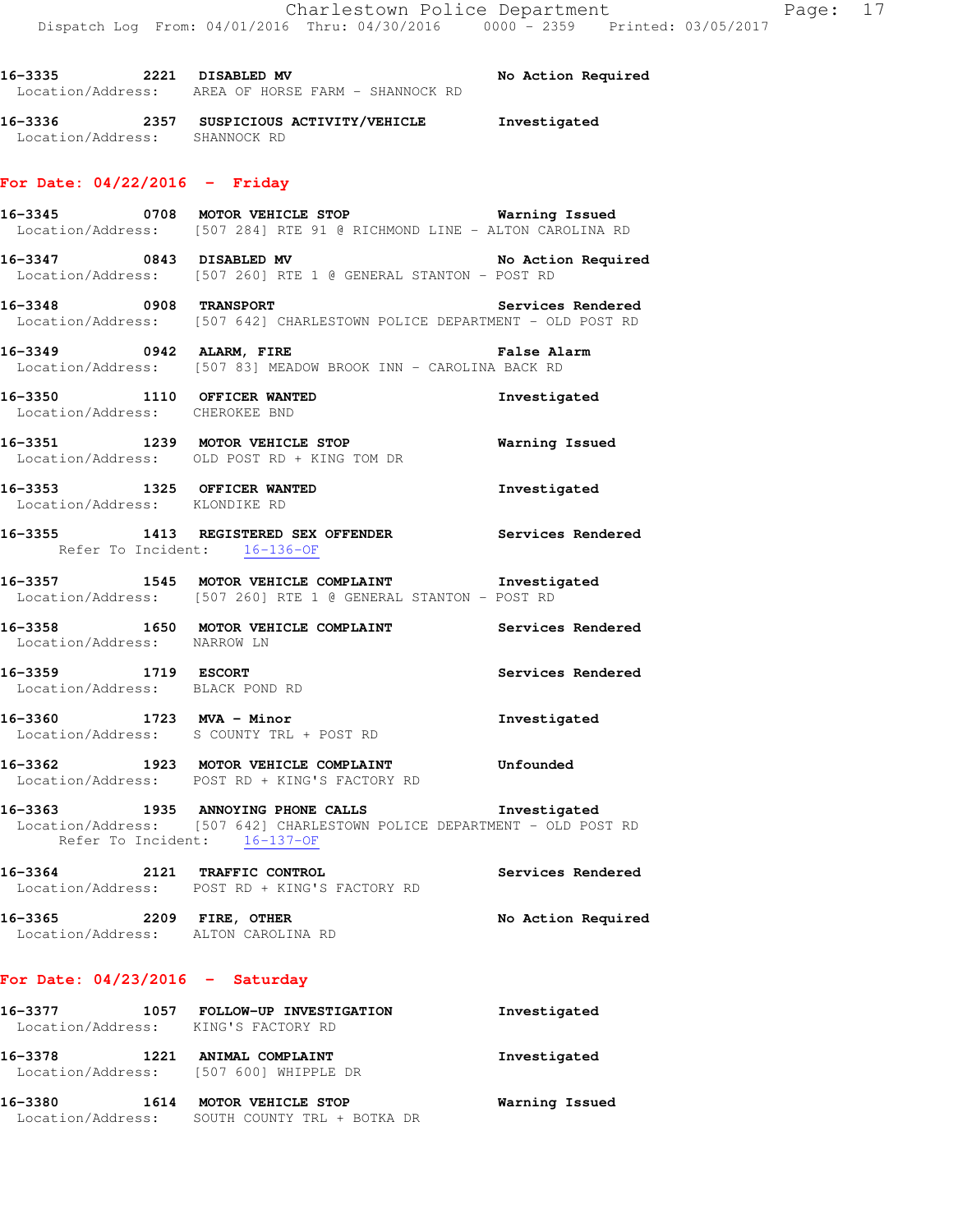16-3335 2221 **DISABLED MV** **No Action Required**
Location/Address: AREA OF HORSE FARM - SHANNOCK RD

16-3336 2357 **SUSPICIOUS ACTIVITY/VEHICLE** **Investigated**
Location/Address: SHANNOCK RD

## For Date: 04/22/2016 - Friday

16-3345 0708 **MOTOR VEHICLE STOP** **Warning Issued**
Location/Address: [507 284] RTE 91 @ RICHMOND LINE - ALTON CAROLINA RD

16-3347 0843 **DISABLED MV** **No Action Required**
Location/Address: [507 260] RTE 1 @ GENERAL STANTON - POST RD

16-3348 0908 **TRANSPORT** **Services Rendered**
Location/Address: [507 642] CHARLESTOWN POLICE DEPARTMENT - OLD POST RD

16-3349 0942 **ALARM, FIRE** **False Alarm**
Location/Address: [507 83] MEADOW BROOK INN - CAROLINA BACK RD

16-3350 1110 **OFFICER WANTED** **Investigated**
Location/Address: CHEROKEE BND

16-3351 1239 **MOTOR VEHICLE STOP** **Warning Issued**
Location/Address: OLD POST RD + KING TOM DR

16-3353 1325 **OFFICER WANTED** **Investigated**
Location/Address: KLONDIKE RD

16-3355 1413 **REGISTERED SEX OFFENDER** **Services Rendered**
Refer To Incident: 16-136-OF

16-3357 1545 **MOTOR VEHICLE COMPLAINT** **Investigated**
Location/Address: [507 260] RTE 1 @ GENERAL STANTON - POST RD

16-3358 1650 **MOTOR VEHICLE COMPLAINT** **Services Rendered**
Location/Address: NARROW LN

16-3359 1719 **ESCORT** **Services Rendered**
Location/Address: BLACK POND RD

16-3360 1723 **MVA - Minor** **Investigated**
Location/Address: S COUNTY TRL + POST RD

16-3362 1923 **MOTOR VEHICLE COMPLAINT** **Unfounded**
Location/Address: POST RD + KING'S FACTORY RD

16-3363 1935 **ANNOYING PHONE CALLS** **Investigated**
Location/Address: [507 642] CHARLESTOWN POLICE DEPARTMENT - OLD POST RD
Refer To Incident: 16-137-OF

16-3364 2121 **TRAFFIC CONTROL** **Services Rendered**
Location/Address: POST RD + KING'S FACTORY RD

16-3365 2209 **FIRE, OTHER** **No Action Required**
Location/Address: ALTON CAROLINA RD

## For Date: 04/23/2016 - Saturday

16-3377 1057 **FOLLOW-UP INVESTIGATION** **Investigated**
Location/Address: KING'S FACTORY RD

16-3378 1221 **ANIMAL COMPLAINT** **Investigated**
Location/Address: [507 600] WHIPPLE DR

16-3380 1614 **MOTOR VEHICLE STOP** **Warning Issued**
Location/Address: SOUTH COUNTY TRL + BOTKA DR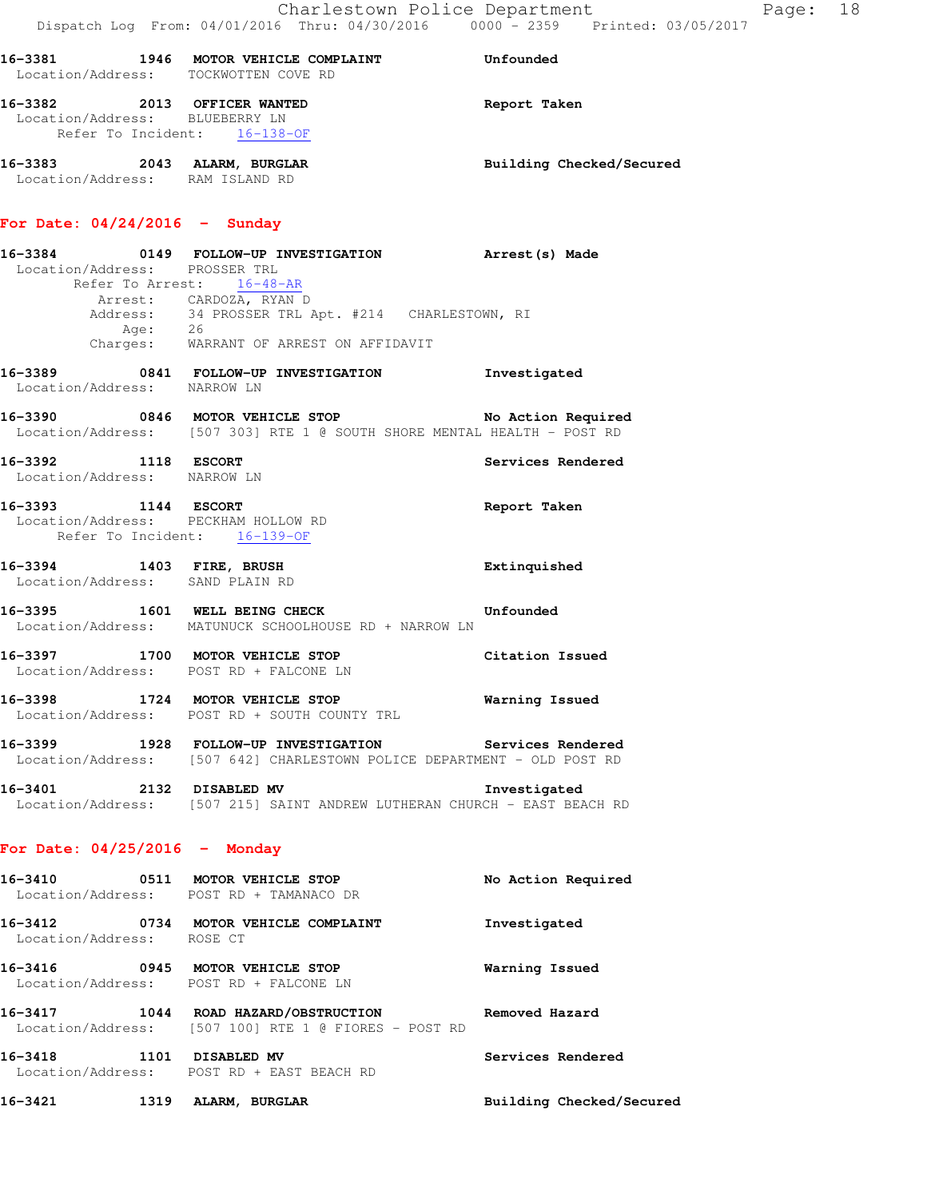16-3381 1946 MOTOR VEHICLE COMPLAINT Unfounded
Location/Address: TOCKWOTTEN COVE RD

16-3382 2013 OFFICER WANTED Report Taken
Location/Address: BLUEBERRY LN
Refer To Incident: 16-138-OF

16-3383 2043 ALARM, BURGLAR Building Checked/Secured
Location/Address: RAM ISLAND RD

## For Date: 04/24/2016 - Sunday

16-3384 0149 FOLLOW-UP INVESTIGATION Arrest(s) Made
Location/Address: PROSSER TRL
Refer To Arrest: 16-48-AR
Arrest: CARDOZA, RYAN D
Address: 34 PROSSER TRL Apt. #214 CHARLESTOWN, RI
Age: 26
Charges: WARRANT OF ARREST ON AFFIDAVIT

16-3389 0841 FOLLOW-UP INVESTIGATION Investigated
Location/Address: NARROW LN

16-3390 0846 MOTOR VEHICLE STOP No Action Required
Location/Address: [507 303] RTE 1 @ SOUTH SHORE MENTAL HEALTH - POST RD

16-3392 1118 ESCORT Services Rendered
Location/Address: NARROW LN

16-3393 1144 ESCORT Report Taken
Location/Address: PECKHAM HOLLOW RD
Refer To Incident: 16-139-OF

16-3394 1403 FIRE, BRUSH Extinquished
Location/Address: SAND PLAIN RD

16-3395 1601 WELL BEING CHECK Unfounded
Location/Address: MATUNUCK SCHOOLHOUSE RD + NARROW LN

16-3397 1700 MOTOR VEHICLE STOP Citation Issued
Location/Address: POST RD + FALCONE LN

16-3398 1724 MOTOR VEHICLE STOP Warning Issued
Location/Address: POST RD + SOUTH COUNTY TRL

16-3399 1928 FOLLOW-UP INVESTIGATION Services Rendered
Location/Address: [507 642] CHARLESTOWN POLICE DEPARTMENT - OLD POST RD

16-3401 2132 DISABLED MV Investigated
Location/Address: [507 215] SAINT ANDREW LUTHERAN CHURCH - EAST BEACH RD

## For Date: 04/25/2016 - Monday

16-3410 0511 MOTOR VEHICLE STOP No Action Required
Location/Address: POST RD + TAMANACO DR

16-3412 0734 MOTOR VEHICLE COMPLAINT Investigated
Location/Address: ROSE CT

16-3416 0945 MOTOR VEHICLE STOP Warning Issued
Location/Address: POST RD + FALCONE LN

16-3417 1044 ROAD HAZARD/OBSTRUCTION Removed Hazard
Location/Address: [507 100] RTE 1 @ FIORES - POST RD

16-3418 1101 DISABLED MV Services Rendered
Location/Address: POST RD + EAST BEACH RD

16-3421 1319 ALARM, BURGLAR Building Checked/Secured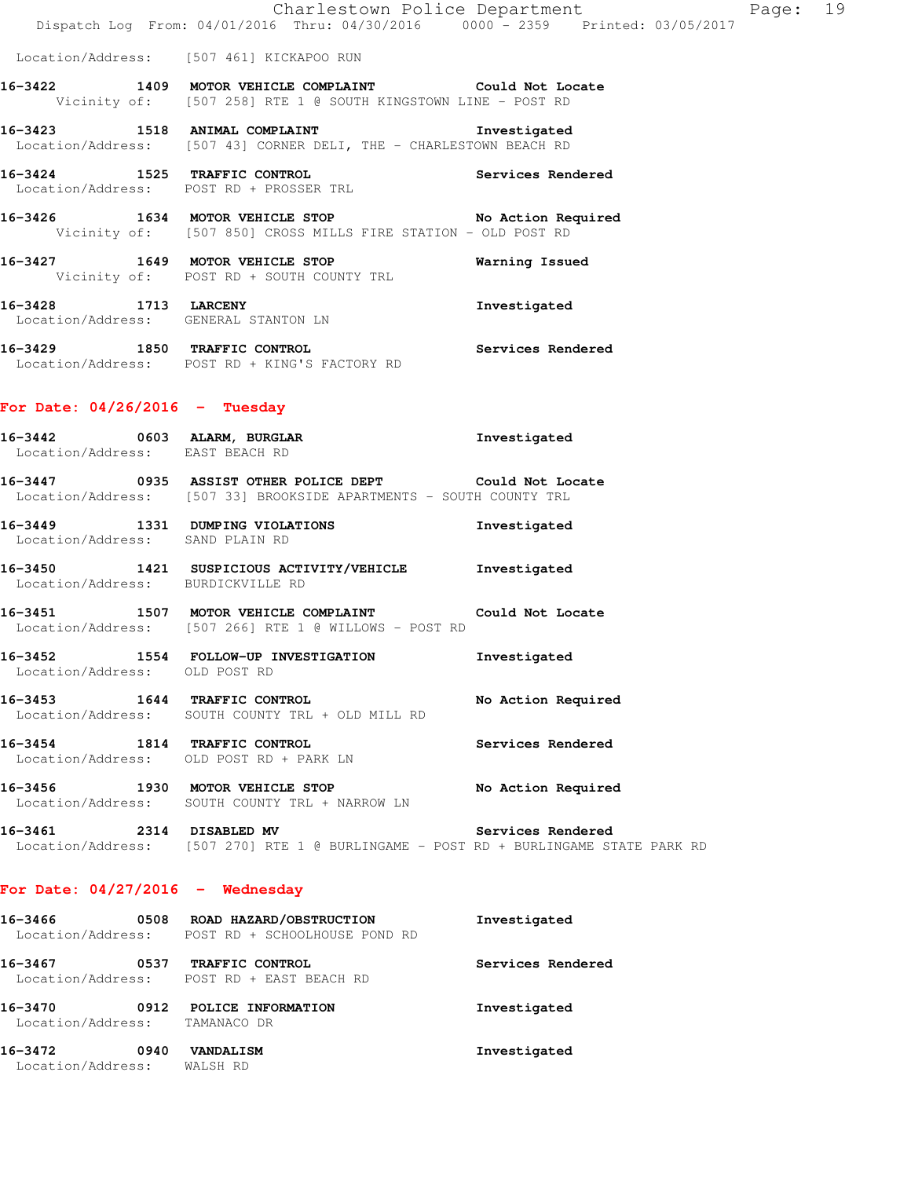Location/Address: [507 461] KICKAPOO RUN

**16-3422** 1409 **MOTOR VEHICLE COMPLAINT** Could Not Locate
Vicinity of: [507 258] RTE 1 @ SOUTH KINGSTOWN LINE - POST RD

**16-3423** 1518 **ANIMAL COMPLAINT** Investigated
Location/Address: [507 43] CORNER DELI, THE - CHARLESTOWN BEACH RD

**16-3424** 1525 **TRAFFIC CONTROL** Services Rendered
Location/Address: POST RD + PROSSER TRL

**16-3426** 1634 **MOTOR VEHICLE STOP** No Action Required
Vicinity of: [507 850] CROSS MILLS FIRE STATION - OLD POST RD

**16-3427** 1649 **MOTOR VEHICLE STOP** Warning Issued
Vicinity of: POST RD + SOUTH COUNTY TRL

**16-3428** 1713 **LARCENY** Investigated
Location/Address: GENERAL STANTON LN

**16-3429** 1850 **TRAFFIC CONTROL** Services Rendered
Location/Address: POST RD + KING'S FACTORY RD

## For Date: 04/26/2016 - Tuesday

**16-3442** 0603 **ALARM, BURGLAR** Investigated
Location/Address: EAST BEACH RD

**16-3447** 0935 **ASSIST OTHER POLICE DEPT** Could Not Locate
Location/Address: [507 33] BROOKSIDE APARTMENTS - SOUTH COUNTY TRL

**16-3449** 1331 **DUMPING VIOLATIONS** Investigated
Location/Address: SAND PLAIN RD

**16-3450** 1421 **SUSPICIOUS ACTIVITY/VEHICLE** Investigated
Location/Address: BURDICKVILLE RD

**16-3451** 1507 **MOTOR VEHICLE COMPLAINT** Could Not Locate
Location/Address: [507 266] RTE 1 @ WILLOWS - POST RD

**16-3452** 1554 **FOLLOW-UP INVESTIGATION** Investigated
Location/Address: OLD POST RD

**16-3453** 1644 **TRAFFIC CONTROL** No Action Required
Location/Address: SOUTH COUNTY TRL + OLD MILL RD

**16-3454** 1814 **TRAFFIC CONTROL** Services Rendered
Location/Address: OLD POST RD + PARK LN

**16-3456** 1930 **MOTOR VEHICLE STOP** No Action Required
Location/Address: SOUTH COUNTY TRL + NARROW LN

**16-3461** 2314 **DISABLED MV** Services Rendered
Location/Address: [507 270] RTE 1 @ BURLINGAME - POST RD + BURLINGAME STATE PARK RD

## For Date: 04/27/2016 - Wednesday

**16-3466** 0508 **ROAD HAZARD/OBSTRUCTION** Investigated
Location/Address: POST RD + SCHOOLHOUSE POND RD

**16-3467** 0537 **TRAFFIC CONTROL** Services Rendered
Location/Address: POST RD + EAST BEACH RD

**16-3470** 0912 **POLICE INFORMATION** Investigated
Location/Address: TAMANACO DR

**16-3472** 0940 **VANDALISM** Investigated
Location/Address: WALSH RD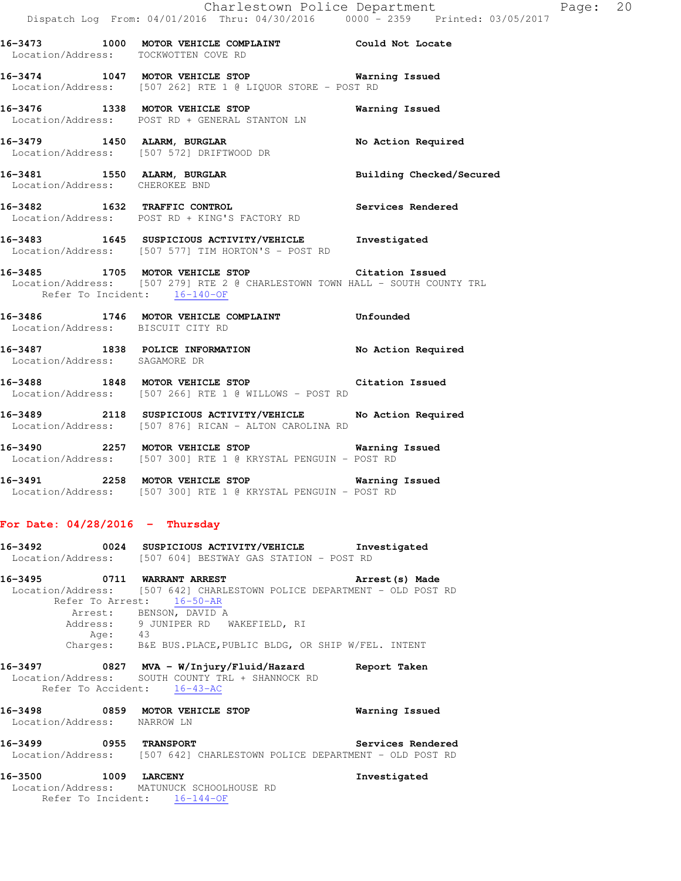**16-3473 1000 MOTOR VEHICLE COMPLAINT** Could Not Locate
Location/Address: TOCKWOTTEN COVE RD

**16-3474 1047 MOTOR VEHICLE STOP** Warning Issued
Location/Address: [507 262] RTE 1 @ LIQUOR STORE - POST RD

**16-3476 1338 MOTOR VEHICLE STOP** Warning Issued
Location/Address: POST RD + GENERAL STANTON LN

**16-3479 1450 ALARM, BURGLAR** No Action Required
Location/Address: [507 572] DRIFTWOOD DR

**16-3481 1550 ALARM, BURGLAR** Building Checked/Secured
Location/Address: CHEROKEE BND

**16-3482 1632 TRAFFIC CONTROL** Services Rendered
Location/Address: POST RD + KING'S FACTORY RD

**16-3483 1645 SUSPICIOUS ACTIVITY/VEHICLE** Investigated
Location/Address: [507 577] TIM HORTON'S - POST RD

**16-3485 1705 MOTOR VEHICLE STOP** Citation Issued
Location/Address: [507 279] RTE 2 @ CHARLESTOWN TOWN HALL - SOUTH COUNTY TRL
Refer To Incident: 16-140-OF

**16-3486 1746 MOTOR VEHICLE COMPLAINT** Unfounded
Location/Address: BISCUIT CITY RD

**16-3487 1838 POLICE INFORMATION** No Action Required
Location/Address: SAGAMORE DR

**16-3488 1848 MOTOR VEHICLE STOP** Citation Issued
Location/Address: [507 266] RTE 1 @ WILLOWS - POST RD

**16-3489 2118 SUSPICIOUS ACTIVITY/VEHICLE** No Action Required
Location/Address: [507 876] RICAN - ALTON CAROLINA RD

**16-3490 2257 MOTOR VEHICLE STOP** Warning Issued
Location/Address: [507 300] RTE 1 @ KRYSTAL PENGUIN - POST RD

**16-3491 2258 MOTOR VEHICLE STOP** Warning Issued
Location/Address: [507 300] RTE 1 @ KRYSTAL PENGUIN - POST RD

## For Date: 04/28/2016 - Thursday

**16-3492 0024 SUSPICIOUS ACTIVITY/VEHICLE** Investigated
Location/Address: [507 604] BESTWAY GAS STATION - POST RD

**16-3495 0711 WARRANT ARREST** Arrest(s) Made
Location/Address: [507 642] CHARLESTOWN POLICE DEPARTMENT - OLD POST RD
Refer To Arrest: 16-50-AR
Arrest: BENSON, DAVID A
Address: 9 JUNIPER RD WAKEFIELD, RI
Age: 43
Charges: B&E BUS.PLACE,PUBLIC BLDG, OR SHIP W/FEL. INTENT

**16-3497 0827 MVA - W/Injury/Fluid/Hazard** Report Taken
Location/Address: SOUTH COUNTY TRL + SHANNOCK RD
Refer To Accident: 16-43-AC

**16-3498 0859 MOTOR VEHICLE STOP** Warning Issued
Location/Address: NARROW LN

**16-3499 0955 TRANSPORT** Services Rendered
Location/Address: [507 642] CHARLESTOWN POLICE DEPARTMENT - OLD POST RD

**16-3500 1009 LARCENY** Investigated
Location/Address: MATUNUCK SCHOOLHOUSE RD
Refer To Incident: 16-144-OF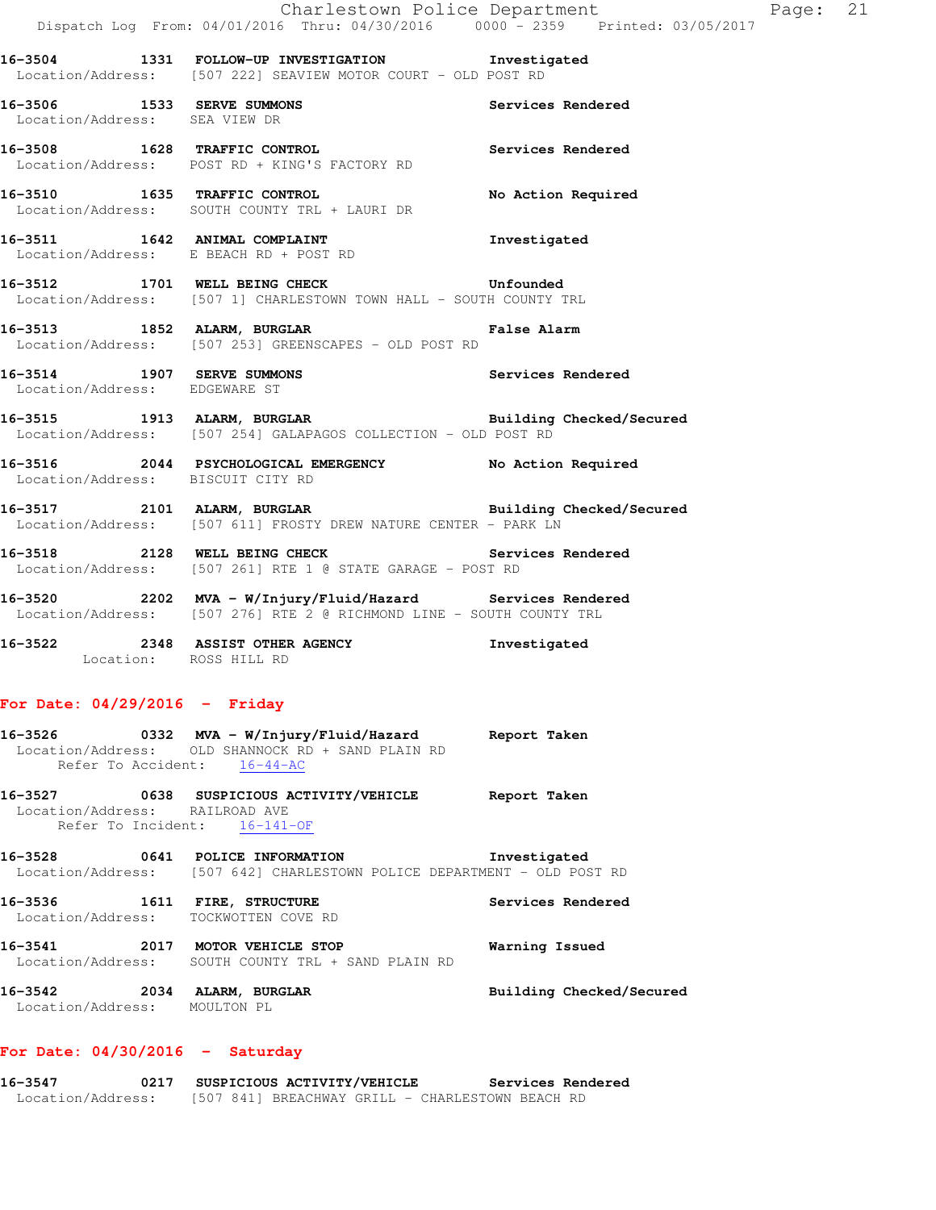16-3504 1331 FOLLOW-UP INVESTIGATION Investigated
Location/Address: [507 222] SEAVIEW MOTOR COURT - OLD POST RD

16-3506 1533 SERVE SUMMONS Services Rendered
Location/Address: SEA VIEW DR

16-3508 1628 TRAFFIC CONTROL Services Rendered
Location/Address: POST RD + KING'S FACTORY RD

16-3510 1635 TRAFFIC CONTROL No Action Required
Location/Address: SOUTH COUNTY TRL + LAURI DR

16-3511 1642 ANIMAL COMPLAINT Investigated
Location/Address: E BEACH RD + POST RD

16-3512 1701 WELL BEING CHECK Unfounded
Location/Address: [507 1] CHARLESTOWN TOWN HALL - SOUTH COUNTY TRL

16-3513 1852 ALARM, BURGLAR False Alarm
Location/Address: [507 253] GREENSCAPES - OLD POST RD

16-3514 1907 SERVE SUMMONS Services Rendered
Location/Address: EDGEWARE ST

16-3515 1913 ALARM, BURGLAR Building Checked/Secured
Location/Address: [507 254] GALAPAGOS COLLECTION - OLD POST RD

16-3516 2044 PSYCHOLOGICAL EMERGENCY No Action Required
Location/Address: BISCUIT CITY RD

16-3517 2101 ALARM, BURGLAR Building Checked/Secured
Location/Address: [507 611] FROSTY DREW NATURE CENTER - PARK LN

16-3518 2128 WELL BEING CHECK Services Rendered
Location/Address: [507 261] RTE 1 @ STATE GARAGE - POST RD

16-3520 2202 MVA - W/Injury/Fluid/Hazard Services Rendered
Location/Address: [507 276] RTE 2 @ RICHMOND LINE - SOUTH COUNTY TRL

16-3522 2348 ASSIST OTHER AGENCY Investigated
Location: ROSS HILL RD

**For Date: 04/29/2016 - Friday**

16-3526 0332 MVA - W/Injury/Fluid/Hazard Report Taken
Location/Address: OLD SHANNOCK RD + SAND PLAIN RD
Refer To Accident: 16-44-AC

16-3527 0638 SUSPICIOUS ACTIVITY/VEHICLE Report Taken
Location/Address: RAILROAD AVE
Refer To Incident: 16-141-OF

16-3528 0641 POLICE INFORMATION Investigated
Location/Address: [507 642] CHARLESTOWN POLICE DEPARTMENT - OLD POST RD

16-3536 1611 FIRE, STRUCTURE Services Rendered
Location/Address: TOCKWOTTEN COVE RD

16-3541 2017 MOTOR VEHICLE STOP Warning Issued
Location/Address: SOUTH COUNTY TRL + SAND PLAIN RD

16-3542 2034 ALARM, BURGLAR Building Checked/Secured
Location/Address: MOULTON PL

**For Date: 04/30/2016 - Saturday**

16-3547 0217 SUSPICIOUS ACTIVITY/VEHICLE Services Rendered
Location/Address: [507 841] BREACHWAY GRILL - CHARLESTOWN BEACH RD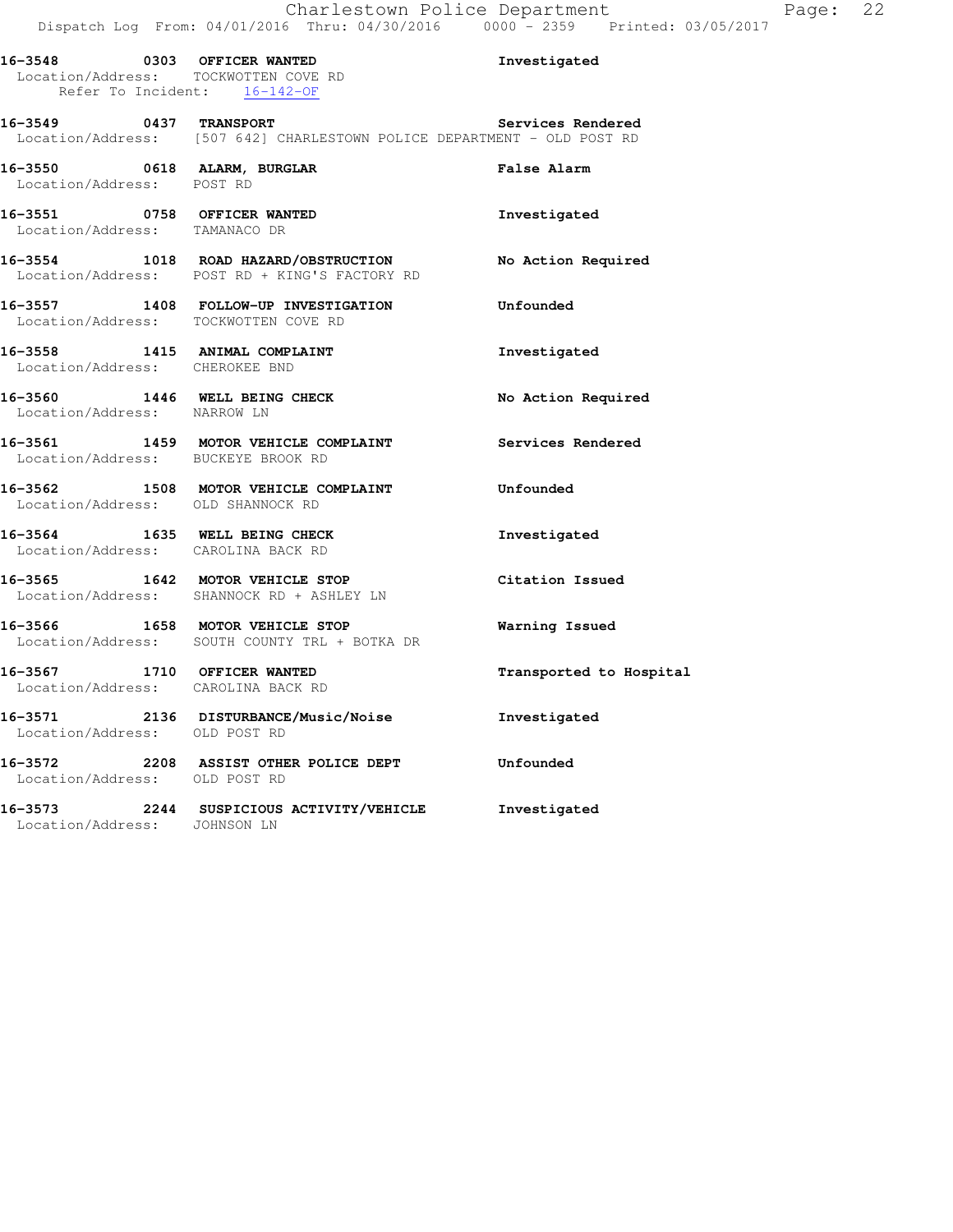**16-3548 0303 OFFICER WANTED** **Investigated**
Location/Address: TOCKWOTTEN COVE RD
Refer To Incident: 16-142-OF

**16-3549 0437 TRANSPORT** **Services Rendered**
Location/Address: [507 642] CHARLESTOWN POLICE DEPARTMENT - OLD POST RD

**16-3550 0618 ALARM, BURGLAR** **False Alarm**
Location/Address: POST RD

**16-3551 0758 OFFICER WANTED** **Investigated**
Location/Address: TAMANACO DR

**16-3554 1018 ROAD HAZARD/OBSTRUCTION** **No Action Required**
Location/Address: POST RD + KING'S FACTORY RD

**16-3557 1408 FOLLOW-UP INVESTIGATION** **Unfounded**
Location/Address: TOCKWOTTEN COVE RD

**16-3558 1415 ANIMAL COMPLAINT** **Investigated**
Location/Address: CHEROKEE BND

**16-3560 1446 WELL BEING CHECK** **No Action Required**
Location/Address: NARROW LN

**16-3561 1459 MOTOR VEHICLE COMPLAINT** **Services Rendered**
Location/Address: BUCKEYE BROOK RD

**16-3562 1508 MOTOR VEHICLE COMPLAINT** **Unfounded**
Location/Address: OLD SHANNOCK RD

**16-3564 1635 WELL BEING CHECK** **Investigated**
Location/Address: CAROLINA BACK RD

**16-3565 1642 MOTOR VEHICLE STOP** **Citation Issued**
Location/Address: SHANNOCK RD + ASHLEY LN

**16-3566 1658 MOTOR VEHICLE STOP** **Warning Issued**
Location/Address: SOUTH COUNTY TRL + BOTKA DR

**16-3567 1710 OFFICER WANTED** **Transported to Hospital**
Location/Address: CAROLINA BACK RD

**16-3571 2136 DISTURBANCE/Music/Noise** **Investigated**
Location/Address: OLD POST RD

**16-3572 2208 ASSIST OTHER POLICE DEPT** **Unfounded**
Location/Address: OLD POST RD

**16-3573 2244 SUSPICIOUS ACTIVITY/VEHICLE** **Investigated**
Location/Address: JOHNSON LN